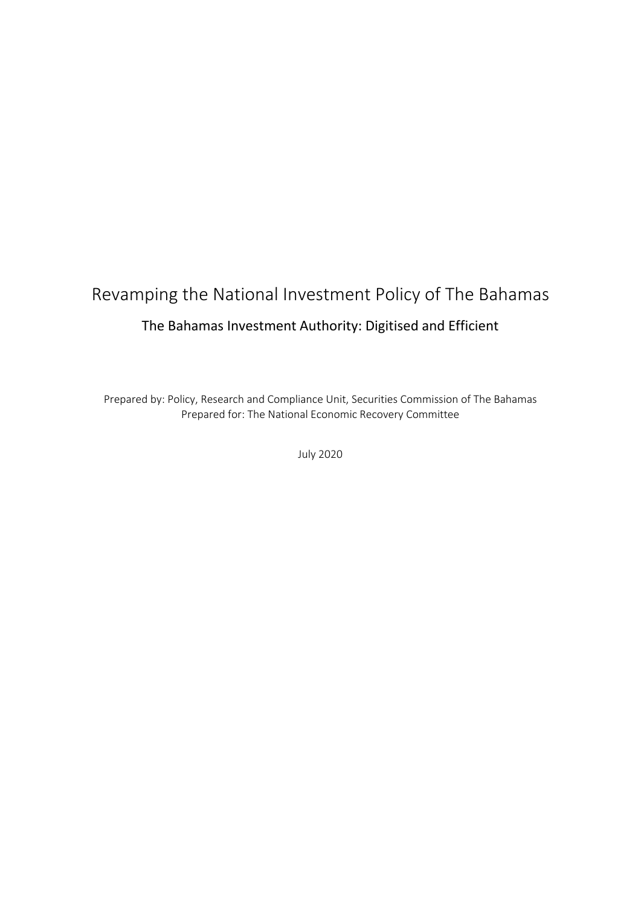# Revamping the National Investment Policy of The Bahamas

## The Bahamas Investment Authority: Digitised and Efficient

Prepared by: Policy, Research and Compliance Unit, Securities Commission of The Bahamas
Prepared for: The National Economic Recovery Committee

July 2020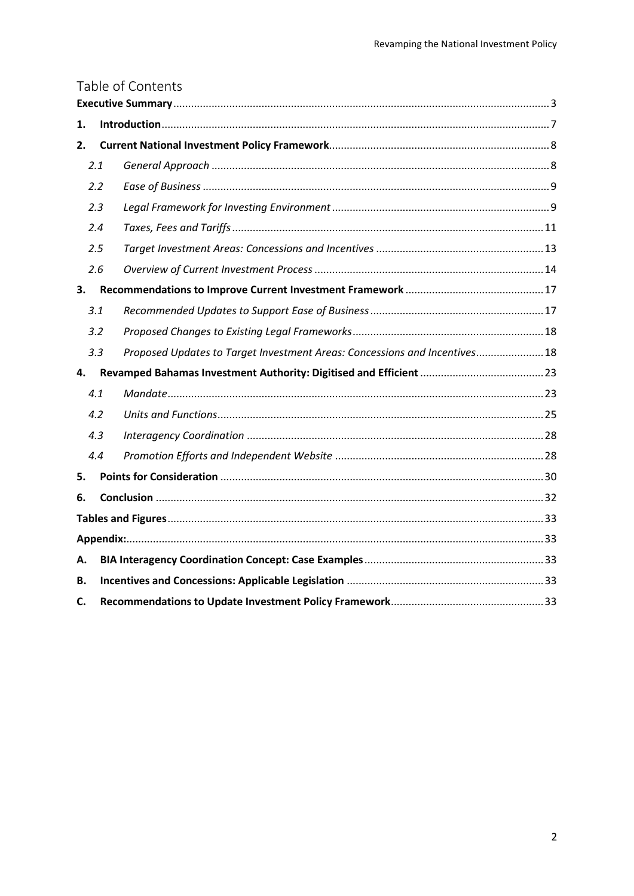# Table of Contents

**Executive Summary** .................................................................................................................. 3

**1. Introduction** ........................................................................................................................ 7

**2. Current National Investment Policy Framework** .................................................................. 8

- *2.1 General Approach* ............................................................................................................ 8
- *2.2 Ease of Business* ............................................................................................................. 9
- *2.3 Legal Framework for Investing Environment* ................................................................... 9
- *2.4 Taxes, Fees and Tariffs* .................................................................................................. 11
- *2.5 Target Investment Areas: Concessions and Incentives* .................................................. 13
- *2.6 Overview of Current Investment Process* ....................................................................... 14

**3. Recommendations to Improve Current Investment Framework** ........................................... 17

- *3.1 Recommended Updates to Support Ease of Business* ..................................................... 17
- *3.2 Proposed Changes to Existing Legal Frameworks* .......................................................... 18
- *3.3 Proposed Updates to Target Investment Areas: Concessions and Incentives* .................. 18

**4. Revamped Bahamas Investment Authority: Digitised and Efficient** ..................................... 23

- *4.1 Mandate* ........................................................................................................................ 23
- *4.2 Units and Functions* ....................................................................................................... 25
- *4.3 Interagency Coordination* .............................................................................................. 28
- *4.4 Promotion Efforts and Independent Website* ................................................................. 28

**5. Points for Consideration** .................................................................................................... 30

**6. Conclusion** ........................................................................................................................ 32

**Tables and Figures** ................................................................................................................ 33

**Appendix:** ............................................................................................................................. 33

**A. BIA Interagency Coordination Concept: Case Examples** ...................................................... 33

**B. Incentives and Concessions: Applicable Legislation** ............................................................ 33

**C. Recommendations to Update Investment Policy Framework** ............................................... 33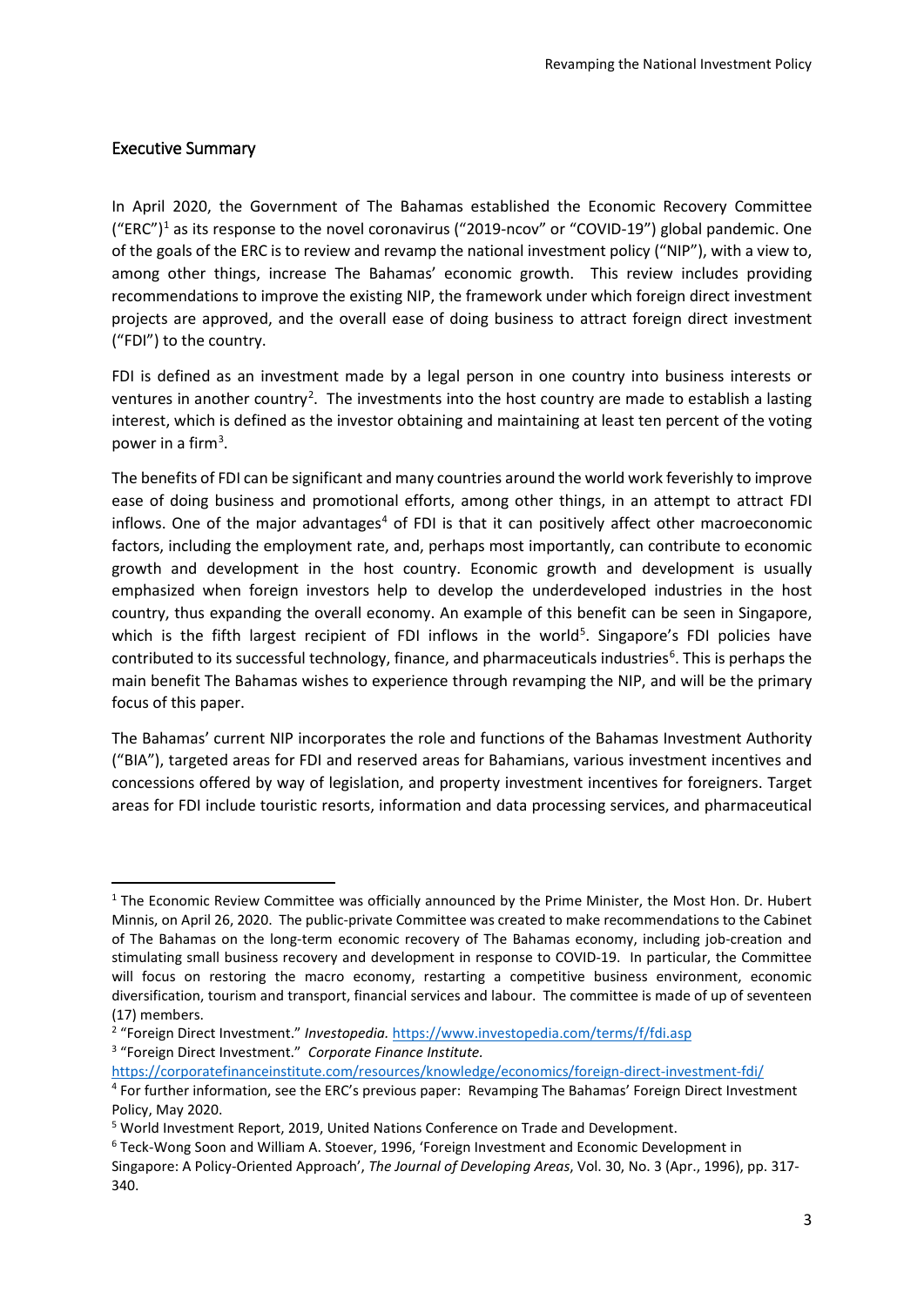## Executive Summary

In April 2020, the Government of The Bahamas established the Economic Recovery Committee ("ERC")[1] as its response to the novel coronavirus ("2019-ncov" or "COVID-19") global pandemic. One of the goals of the ERC is to review and revamp the national investment policy ("NIP"), with a view to, among other things, increase The Bahamas' economic growth. This review includes providing recommendations to improve the existing NIP, the framework under which foreign direct investment projects are approved, and the overall ease of doing business to attract foreign direct investment ("FDI") to the country.

FDI is defined as an investment made by a legal person in one country into business interests or ventures in another country[2]. The investments into the host country are made to establish a lasting interest, which is defined as the investor obtaining and maintaining at least ten percent of the voting power in a firm[3].

The benefits of FDI can be significant and many countries around the world work feverishly to improve ease of doing business and promotional efforts, among other things, in an attempt to attract FDI inflows. One of the major advantages[4] of FDI is that it can positively affect other macroeconomic factors, including the employment rate, and, perhaps most importantly, can contribute to economic growth and development in the host country. Economic growth and development is usually emphasized when foreign investors help to develop the underdeveloped industries in the host country, thus expanding the overall economy. An example of this benefit can be seen in Singapore, which is the fifth largest recipient of FDI inflows in the world[5]. Singapore's FDI policies have contributed to its successful technology, finance, and pharmaceuticals industries[6]. This is perhaps the main benefit The Bahamas wishes to experience through revamping the NIP, and will be the primary focus of this paper.

The Bahamas' current NIP incorporates the role and functions of the Bahamas Investment Authority ("BIA"), targeted areas for FDI and reserved areas for Bahamians, various investment incentives and concessions offered by way of legislation, and property investment incentives for foreigners. Target areas for FDI include touristic resorts, information and data processing services, and pharmaceutical

---

[1] The Economic Review Committee was officially announced by the Prime Minister, the Most Hon. Dr. Hubert Minnis, on April 26, 2020. The public-private Committee was created to make recommendations to the Cabinet of The Bahamas on the long-term economic recovery of The Bahamas economy, including job-creation and stimulating small business recovery and development in response to COVID-19. In particular, the Committee will focus on restoring the macro economy, restarting a competitive business environment, economic diversification, tourism and transport, financial services and labour. The committee is made of up of seventeen (17) members.

[2] "Foreign Direct Investment." *Investopedia.* https://www.investopedia.com/terms/f/fdi.asp

[3] "Foreign Direct Investment." *Corporate Finance Institute.* https://corporatefinanceinstitute.com/resources/knowledge/economics/foreign-direct-investment-fdi/

[4] For further information, see the ERC's previous paper: Revamping The Bahamas' Foreign Direct Investment Policy, May 2020.

[5] World Investment Report, 2019, United Nations Conference on Trade and Development.

[6] Teck-Wong Soon and William A. Stoever, 1996, 'Foreign Investment and Economic Development in Singapore: A Policy-Oriented Approach', *The Journal of Developing Areas*, Vol. 30, No. 3 (Apr., 1996), pp. 317-340.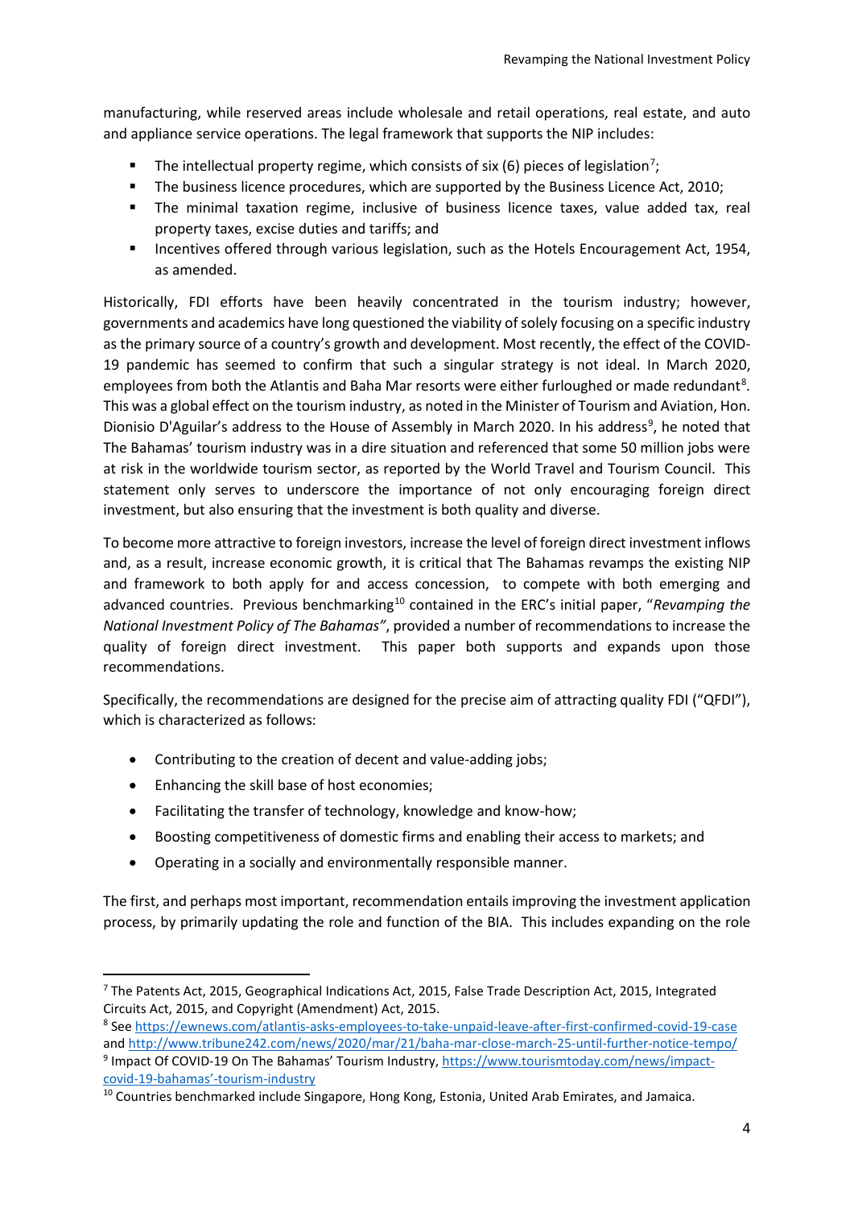manufacturing, while reserved areas include wholesale and retail operations, real estate, and auto and appliance service operations. The legal framework that supports the NIP includes:

- The intellectual property regime, which consists of six (6) pieces of legislation[7];
- The business licence procedures, which are supported by the Business Licence Act, 2010;
- The minimal taxation regime, inclusive of business licence taxes, value added tax, real property taxes, excise duties and tariffs; and
- Incentives offered through various legislation, such as the Hotels Encouragement Act, 1954, as amended.

Historically, FDI efforts have been heavily concentrated in the tourism industry; however, governments and academics have long questioned the viability of solely focusing on a specific industry as the primary source of a country's growth and development. Most recently, the effect of the COVID-19 pandemic has seemed to confirm that such a singular strategy is not ideal. In March 2020, employees from both the Atlantis and Baha Mar resorts were either furloughed or made redundant[8]. This was a global effect on the tourism industry, as noted in the Minister of Tourism and Aviation, Hon. Dionisio D'Aguilar's address to the House of Assembly in March 2020. In his address[9], he noted that The Bahamas' tourism industry was in a dire situation and referenced that some 50 million jobs were at risk in the worldwide tourism sector, as reported by the World Travel and Tourism Council. This statement only serves to underscore the importance of not only encouraging foreign direct investment, but also ensuring that the investment is both quality and diverse.

To become more attractive to foreign investors, increase the level of foreign direct investment inflows and, as a result, increase economic growth, it is critical that The Bahamas revamps the existing NIP and framework to both apply for and access concession, to compete with both emerging and advanced countries. Previous benchmarking[10] contained in the ERC's initial paper, "*Revamping the National Investment Policy of The Bahamas*", provided a number of recommendations to increase the quality of foreign direct investment. This paper both supports and expands upon those recommendations.

Specifically, the recommendations are designed for the precise aim of attracting quality FDI ("QFDI"), which is characterized as follows:

- Contributing to the creation of decent and value-adding jobs;
- Enhancing the skill base of host economies;
- Facilitating the transfer of technology, knowledge and know-how;
- Boosting competitiveness of domestic firms and enabling their access to markets; and
- Operating in a socially and environmentally responsible manner.

The first, and perhaps most important, recommendation entails improving the investment application process, by primarily updating the role and function of the BIA. This includes expanding on the role

---

[7] The Patents Act, 2015, Geographical Indications Act, 2015, False Trade Description Act, 2015, Integrated Circuits Act, 2015, and Copyright (Amendment) Act, 2015.

[8] See https://ewnews.com/atlantis-asks-employees-to-take-unpaid-leave-after-first-confirmed-covid-19-case and http://www.tribune242.com/news/2020/mar/21/baha-mar-close-march-25-until-further-notice-tempo/

[9] Impact Of COVID-19 On The Bahamas' Tourism Industry, https://www.tourismtoday.com/news/impact-covid-19-bahamas'-tourism-industry

[10] Countries benchmarked include Singapore, Hong Kong, Estonia, United Arab Emirates, and Jamaica.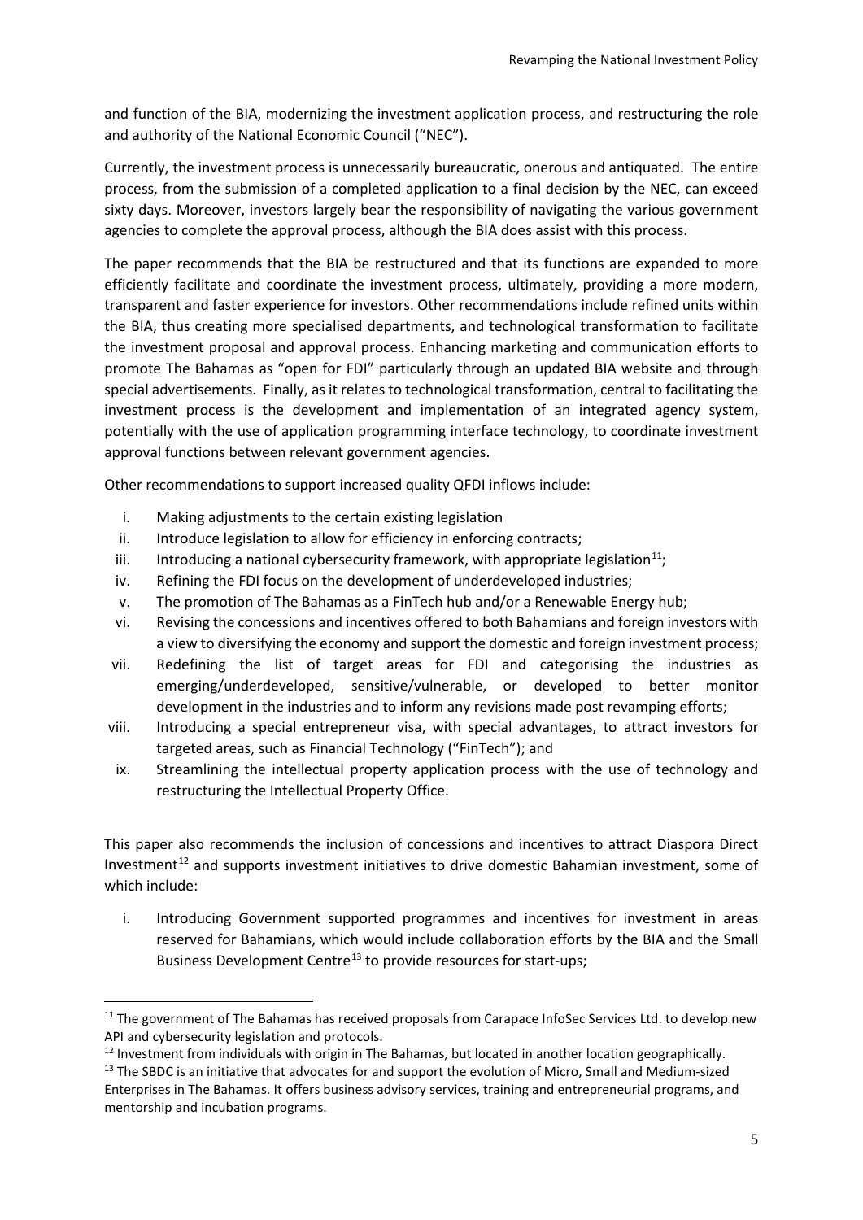and function of the BIA, modernizing the investment application process, and restructuring the role and authority of the National Economic Council ("NEC").

Currently, the investment process is unnecessarily bureaucratic, onerous and antiquated. The entire process, from the submission of a completed application to a final decision by the NEC, can exceed sixty days. Moreover, investors largely bear the responsibility of navigating the various government agencies to complete the approval process, although the BIA does assist with this process.

The paper recommends that the BIA be restructured and that its functions are expanded to more efficiently facilitate and coordinate the investment process, ultimately, providing a more modern, transparent and faster experience for investors. Other recommendations include refined units within the BIA, thus creating more specialised departments, and technological transformation to facilitate the investment proposal and approval process. Enhancing marketing and communication efforts to promote The Bahamas as "open for FDI" particularly through an updated BIA website and through special advertisements. Finally, as it relates to technological transformation, central to facilitating the investment process is the development and implementation of an integrated agency system, potentially with the use of application programming interface technology, to coordinate investment approval functions between relevant government agencies.

Other recommendations to support increased quality QFDI inflows include:

i. Making adjustments to the certain existing legislation
ii. Introduce legislation to allow for efficiency in enforcing contracts;
iii. Introducing a national cybersecurity framework, with appropriate legislation[11];
iv. Refining the FDI focus on the development of underdeveloped industries;
v. The promotion of The Bahamas as a FinTech hub and/or a Renewable Energy hub;
vi. Revising the concessions and incentives offered to both Bahamians and foreign investors with a view to diversifying the economy and support the domestic and foreign investment process;
vii. Redefining the list of target areas for FDI and categorising the industries as emerging/underdeveloped, sensitive/vulnerable, or developed to better monitor development in the industries and to inform any revisions made post revamping efforts;
viii. Introducing a special entrepreneur visa, with special advantages, to attract investors for targeted areas, such as Financial Technology ("FinTech"); and
ix. Streamlining the intellectual property application process with the use of technology and restructuring the Intellectual Property Office.

This paper also recommends the inclusion of concessions and incentives to attract Diaspora Direct Investment[12] and supports investment initiatives to drive domestic Bahamian investment, some of which include:

i. Introducing Government supported programmes and incentives for investment in areas reserved for Bahamians, which would include collaboration efforts by the BIA and the Small Business Development Centre[13] to provide resources for start-ups;

---

[11] The government of The Bahamas has received proposals from Carapace InfoSec Services Ltd. to develop new API and cybersecurity legislation and protocols.

[12] Investment from individuals with origin in The Bahamas, but located in another location geographically.

[13] The SBDC is an initiative that advocates for and support the evolution of Micro, Small and Medium-sized Enterprises in The Bahamas. It offers business advisory services, training and entrepreneurial programs, and mentorship and incubation programs.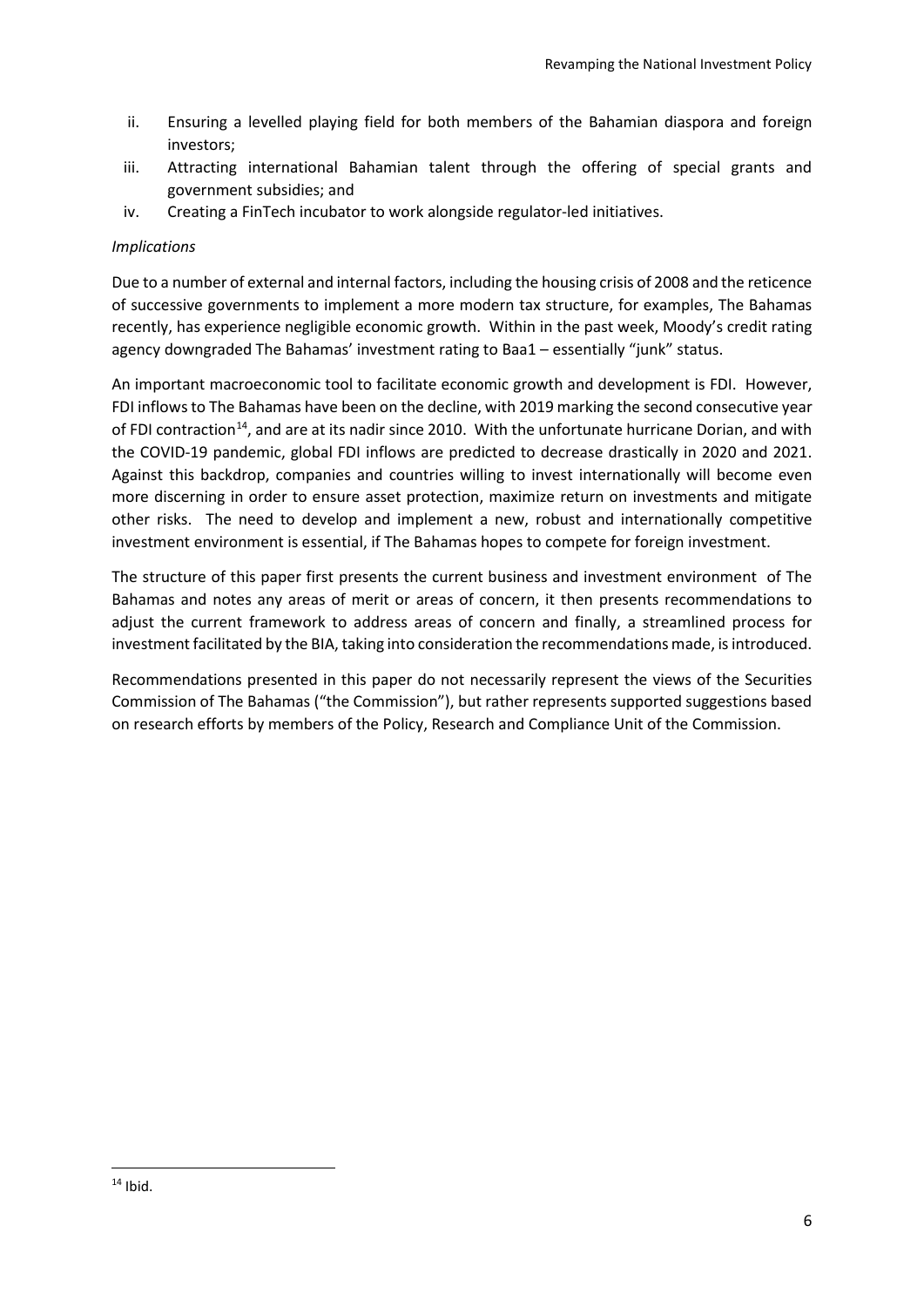ii. Ensuring a levelled playing field for both members of the Bahamian diaspora and foreign investors;
iii. Attracting international Bahamian talent through the offering of special grants and government subsidies; and
iv. Creating a FinTech incubator to work alongside regulator-led initiatives.

*Implications*

Due to a number of external and internal factors, including the housing crisis of 2008 and the reticence of successive governments to implement a more modern tax structure, for examples, The Bahamas recently, has experience negligible economic growth. Within in the past week, Moody's credit rating agency downgraded The Bahamas' investment rating to Baa1 – essentially "junk" status.

An important macroeconomic tool to facilitate economic growth and development is FDI. However, FDI inflows to The Bahamas have been on the decline, with 2019 marking the second consecutive year of FDI contraction[14], and are at its nadir since 2010. With the unfortunate hurricane Dorian, and with the COVID-19 pandemic, global FDI inflows are predicted to decrease drastically in 2020 and 2021. Against this backdrop, companies and countries willing to invest internationally will become even more discerning in order to ensure asset protection, maximize return on investments and mitigate other risks. The need to develop and implement a new, robust and internationally competitive investment environment is essential, if The Bahamas hopes to compete for foreign investment.

The structure of this paper first presents the current business and investment environment of The Bahamas and notes any areas of merit or areas of concern, it then presents recommendations to adjust the current framework to address areas of concern and finally, a streamlined process for investment facilitated by the BIA, taking into consideration the recommendations made, is introduced.

Recommendations presented in this paper do not necessarily represent the views of the Securities Commission of The Bahamas ("the Commission"), but rather represents supported suggestions based on research efforts by members of the Policy, Research and Compliance Unit of the Commission.

[14] Ibid.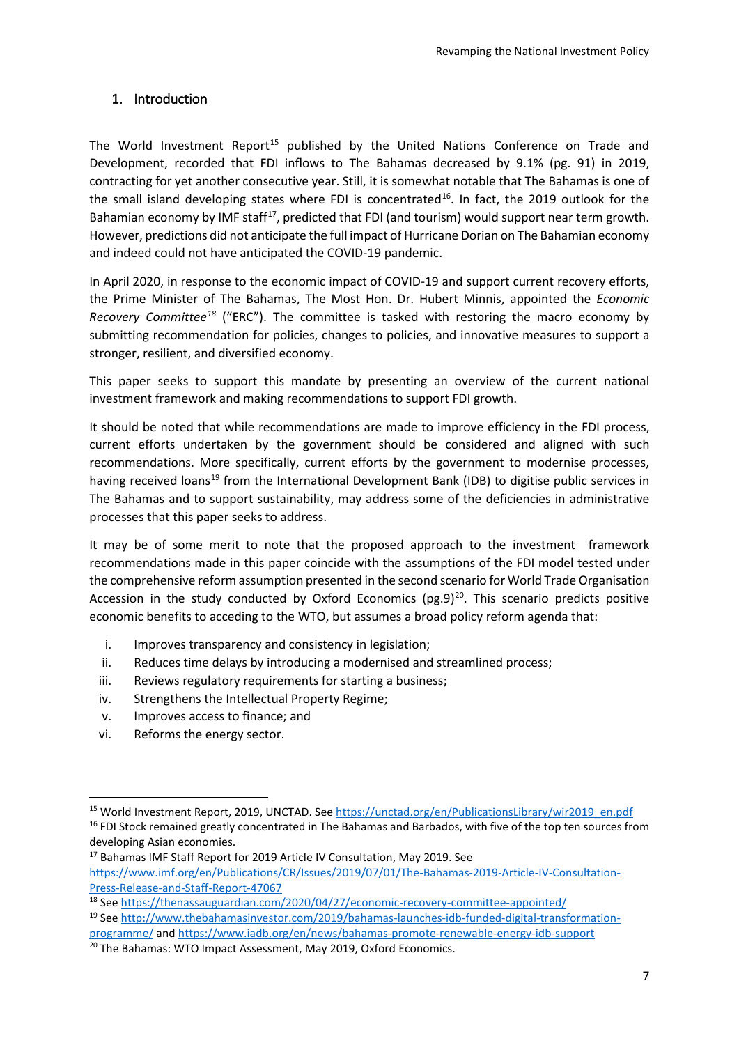## 1. Introduction

The World Investment Report[15] published by the United Nations Conference on Trade and Development, recorded that FDI inflows to The Bahamas decreased by 9.1% (pg. 91) in 2019, contracting for yet another consecutive year. Still, it is somewhat notable that The Bahamas is one of the small island developing states where FDI is concentrated[16]. In fact, the 2019 outlook for the Bahamian economy by IMF staff[17], predicted that FDI (and tourism) would support near term growth. However, predictions did not anticipate the full impact of Hurricane Dorian on The Bahamian economy and indeed could not have anticipated the COVID-19 pandemic.

In April 2020, in response to the economic impact of COVID-19 and support current recovery efforts, the Prime Minister of The Bahamas, The Most Hon. Dr. Hubert Minnis, appointed the *Economic Recovery Committee*[18] ("ERC"). The committee is tasked with restoring the macro economy by submitting recommendation for policies, changes to policies, and innovative measures to support a stronger, resilient, and diversified economy.

This paper seeks to support this mandate by presenting an overview of the current national investment framework and making recommendations to support FDI growth.

It should be noted that while recommendations are made to improve efficiency in the FDI process, current efforts undertaken by the government should be considered and aligned with such recommendations. More specifically, current efforts by the government to modernise processes, having received loans[19] from the International Development Bank (IDB) to digitise public services in The Bahamas and to support sustainability, may address some of the deficiencies in administrative processes that this paper seeks to address.

It may be of some merit to note that the proposed approach to the investment framework recommendations made in this paper coincide with the assumptions of the FDI model tested under the comprehensive reform assumption presented in the second scenario for World Trade Organisation Accession in the study conducted by Oxford Economics (pg.9)[20]. This scenario predicts positive economic benefits to acceding to the WTO, but assumes a broad policy reform agenda that:

i. Improves transparency and consistency in legislation;
ii. Reduces time delays by introducing a modernised and streamlined process;
iii. Reviews regulatory requirements for starting a business;
iv. Strengthens the Intellectual Property Regime;
v. Improves access to finance; and
vi. Reforms the energy sector.

---

[15] World Investment Report, 2019, UNCTAD. See https://unctad.org/en/PublicationsLibrary/wir2019_en.pdf

[16] FDI Stock remained greatly concentrated in The Bahamas and Barbados, with five of the top ten sources from developing Asian economies.

[17] Bahamas IMF Staff Report for 2019 Article IV Consultation, May 2019. See https://www.imf.org/en/Publications/CR/Issues/2019/07/01/The-Bahamas-2019-Article-IV-Consultation-Press-Release-and-Staff-Report-47067

[18] See https://thenassauguardian.com/2020/04/27/economic-recovery-committee-appointed/

[19] See http://www.thebahamasinvestor.com/2019/bahamas-launches-idb-funded-digital-transformation-programme/ and https://www.iadb.org/en/news/bahamas-promote-renewable-energy-idb-support

[20] The Bahamas: WTO Impact Assessment, May 2019, Oxford Economics.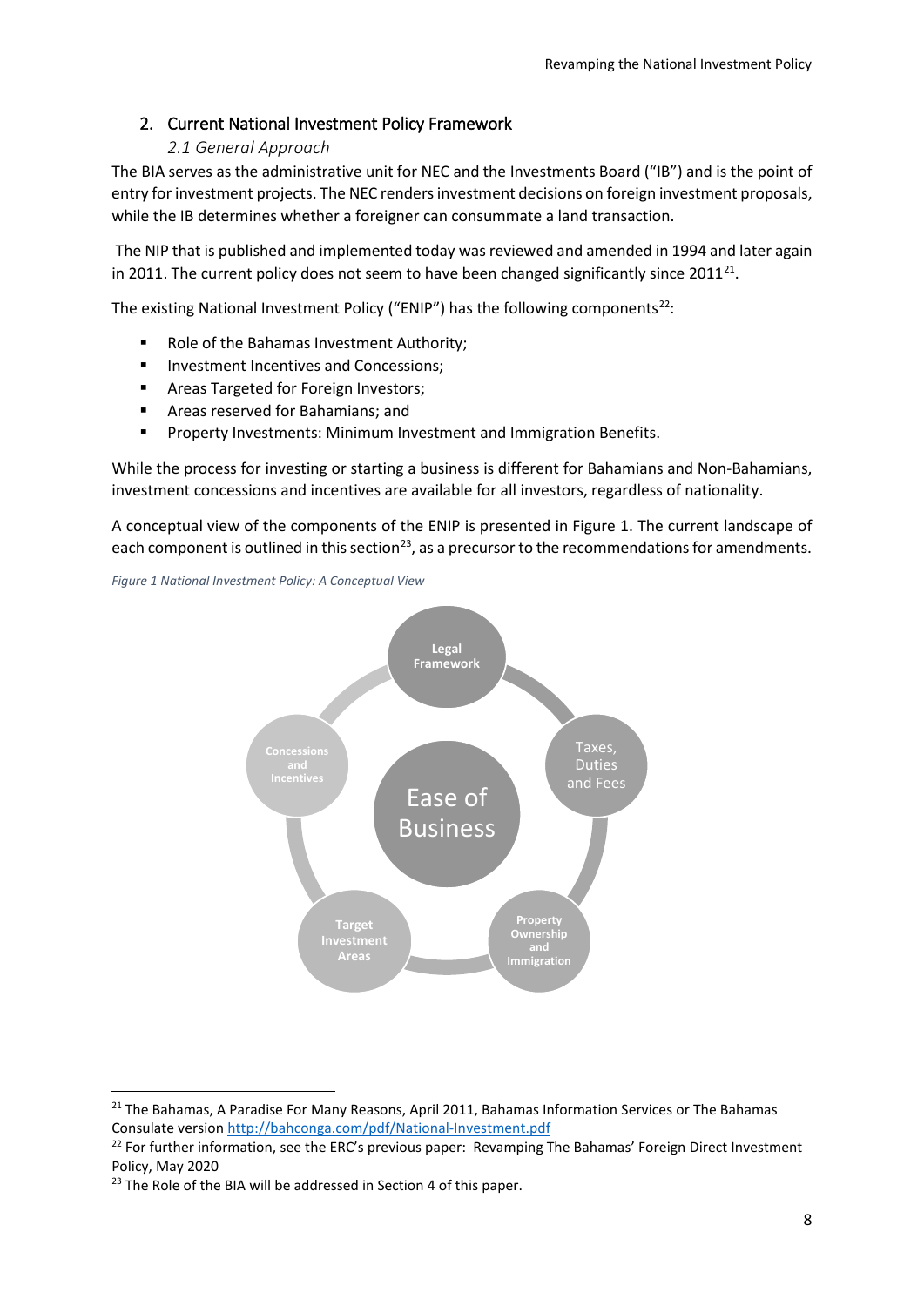## 2. Current National Investment Policy Framework

### *2.1 General Approach*

The BIA serves as the administrative unit for NEC and the Investments Board ("IB") and is the point of entry for investment projects. The NEC renders investment decisions on foreign investment proposals, while the IB determines whether a foreigner can consummate a land transaction.

The NIP that is published and implemented today was reviewed and amended in 1994 and later again in 2011. The current policy does not seem to have been changed significantly since 2011[21].

The existing National Investment Policy ("ENIP") has the following components[22]:

- Role of the Bahamas Investment Authority;
- Investment Incentives and Concessions;
- Areas Targeted for Foreign Investors;
- Areas reserved for Bahamians; and
- Property Investments: Minimum Investment and Immigration Benefits.

While the process for investing or starting a business is different for Bahamians and Non-Bahamians, investment concessions and incentives are available for all investors, regardless of nationality.

A conceptual view of the components of the ENIP is presented in Figure 1. The current landscape of each component is outlined in this section[23], as a precursor to the recommendations for amendments.

*Figure 1 National Investment Policy: A Conceptual View*

Ease of Business

Legal Framework

Taxes, Duties and Fees

Property Ownership and Immigration

Target Investment Areas

Concessions and Incentives

---

[21] The Bahamas, A Paradise For Many Reasons, April 2011, Bahamas Information Services or The Bahamas Consulate version http://bahconga.com/pdf/National-Investment.pdf

[22] For further information, see the ERC's previous paper: Revamping The Bahamas' Foreign Direct Investment Policy, May 2020

[23] The Role of the BIA will be addressed in Section 4 of this paper.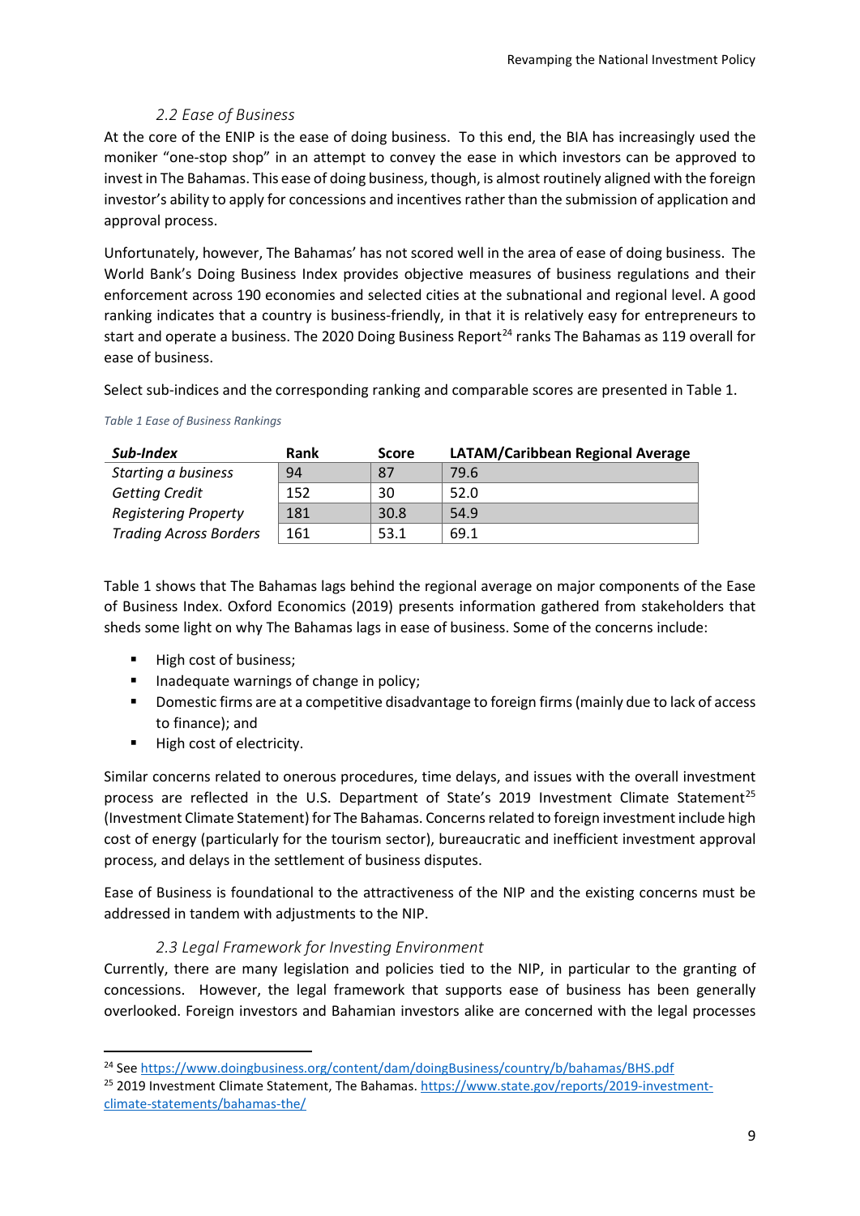### 2.2 Ease of Business

At the core of the ENIP is the ease of doing business. To this end, the BIA has increasingly used the moniker "one-stop shop" in an attempt to convey the ease in which investors can be approved to invest in The Bahamas. This ease of doing business, though, is almost routinely aligned with the foreign investor's ability to apply for concessions and incentives rather than the submission of application and approval process.

Unfortunately, however, The Bahamas' has not scored well in the area of ease of doing business. The World Bank's Doing Business Index provides objective measures of business regulations and their enforcement across 190 economies and selected cities at the subnational and regional level. A good ranking indicates that a country is business-friendly, in that it is relatively easy for entrepreneurs to start and operate a business. The 2020 Doing Business Report[24] ranks The Bahamas as 119 overall for ease of business.

Select sub-indices and the corresponding ranking and comparable scores are presented in Table 1.

*Table 1 Ease of Business Rankings*

| ***Sub-Index*** | **Rank** | **Score** | **LATAM/Caribbean Regional Average** |
|---|---|---|---|
| *Starting a business* | 94 | 87 | 79.6 |
| *Getting Credit* | 152 | 30 | 52.0 |
| *Registering Property* | 181 | 30.8 | 54.9 |
| *Trading Across Borders* | 161 | 53.1 | 69.1 |

Table 1 shows that The Bahamas lags behind the regional average on major components of the Ease of Business Index. Oxford Economics (2019) presents information gathered from stakeholders that sheds some light on why The Bahamas lags in ease of business. Some of the concerns include:

- High cost of business;
- Inadequate warnings of change in policy;
- Domestic firms are at a competitive disadvantage to foreign firms (mainly due to lack of access to finance); and
- High cost of electricity.

Similar concerns related to onerous procedures, time delays, and issues with the overall investment process are reflected in the U.S. Department of State's 2019 Investment Climate Statement[25] (Investment Climate Statement) for The Bahamas. Concerns related to foreign investment include high cost of energy (particularly for the tourism sector), bureaucratic and inefficient investment approval process, and delays in the settlement of business disputes.

Ease of Business is foundational to the attractiveness of the NIP and the existing concerns must be addressed in tandem with adjustments to the NIP.

### 2.3 Legal Framework for Investing Environment

Currently, there are many legislation and policies tied to the NIP, in particular to the granting of concessions. However, the legal framework that supports ease of business has been generally overlooked. Foreign investors and Bahamian investors alike are concerned with the legal processes

---

[24] See https://www.doingbusiness.org/content/dam/doingBusiness/country/b/bahamas/BHS.pdf

[25] 2019 Investment Climate Statement, The Bahamas. https://www.state.gov/reports/2019-investment-climate-statements/bahamas-the/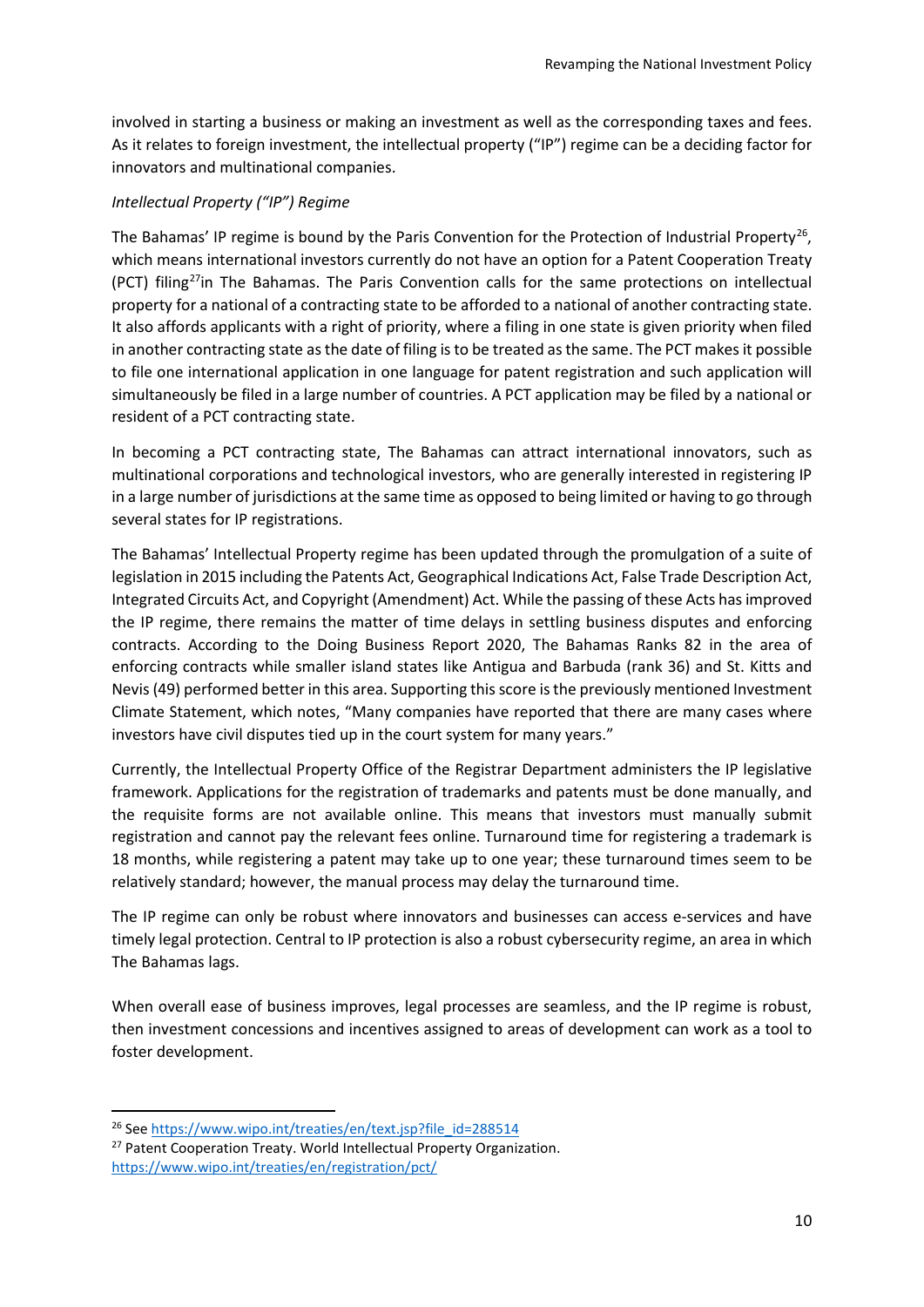involved in starting a business or making an investment as well as the corresponding taxes and fees. As it relates to foreign investment, the intellectual property ("IP") regime can be a deciding factor for innovators and multinational companies.

*Intellectual Property ("IP") Regime*

The Bahamas' IP regime is bound by the Paris Convention for the Protection of Industrial Property[26], which means international investors currently do not have an option for a Patent Cooperation Treaty (PCT) filing[27]in The Bahamas. The Paris Convention calls for the same protections on intellectual property for a national of a contracting state to be afforded to a national of another contracting state. It also affords applicants with a right of priority, where a filing in one state is given priority when filed in another contracting state as the date of filing is to be treated as the same. The PCT makes it possible to file one international application in one language for patent registration and such application will simultaneously be filed in a large number of countries. A PCT application may be filed by a national or resident of a PCT contracting state.

In becoming a PCT contracting state, The Bahamas can attract international innovators, such as multinational corporations and technological investors, who are generally interested in registering IP in a large number of jurisdictions at the same time as opposed to being limited or having to go through several states for IP registrations.

The Bahamas' Intellectual Property regime has been updated through the promulgation of a suite of legislation in 2015 including the Patents Act, Geographical Indications Act, False Trade Description Act, Integrated Circuits Act, and Copyright (Amendment) Act. While the passing of these Acts has improved the IP regime, there remains the matter of time delays in settling business disputes and enforcing contracts. According to the Doing Business Report 2020, The Bahamas Ranks 82 in the area of enforcing contracts while smaller island states like Antigua and Barbuda (rank 36) and St. Kitts and Nevis (49) performed better in this area. Supporting this score is the previously mentioned Investment Climate Statement, which notes, "Many companies have reported that there are many cases where investors have civil disputes tied up in the court system for many years."

Currently, the Intellectual Property Office of the Registrar Department administers the IP legislative framework. Applications for the registration of trademarks and patents must be done manually, and the requisite forms are not available online. This means that investors must manually submit registration and cannot pay the relevant fees online. Turnaround time for registering a trademark is 18 months, while registering a patent may take up to one year; these turnaround times seem to be relatively standard; however, the manual process may delay the turnaround time.

The IP regime can only be robust where innovators and businesses can access e-services and have timely legal protection. Central to IP protection is also a robust cybersecurity regime, an area in which The Bahamas lags.

When overall ease of business improves, legal processes are seamless, and the IP regime is robust, then investment concessions and incentives assigned to areas of development can work as a tool to foster development.

---

[26] See https://www.wipo.int/treaties/en/text.jsp?file_id=288514

[27] Patent Cooperation Treaty. World Intellectual Property Organization. https://www.wipo.int/treaties/en/registration/pct/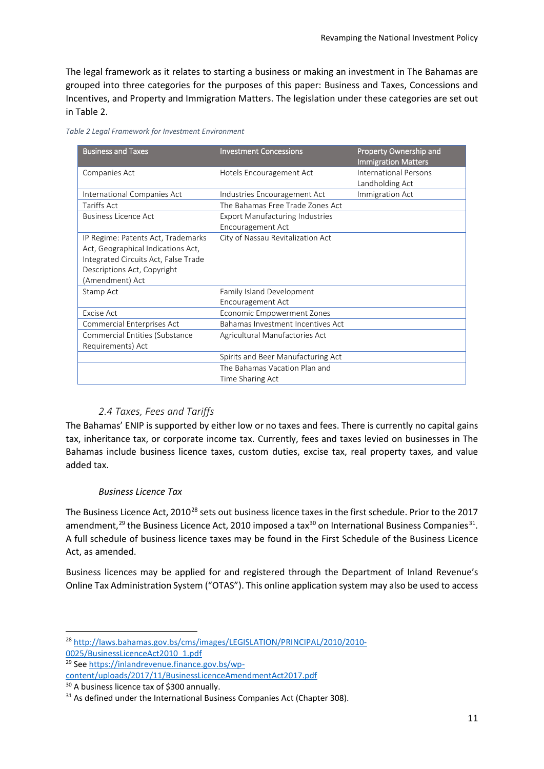The legal framework as it relates to starting a business or making an investment in The Bahamas are grouped into three categories for the purposes of this paper: Business and Taxes, Concessions and Incentives, and Property and Immigration Matters. The legislation under these categories are set out in Table 2.

*Table 2 Legal Framework for Investment Environment*

| Business and Taxes | Investment Concessions | Property Ownership and Immigration Matters |
|---|---|---|
| Companies Act | Hotels Encouragement Act | International Persons Landholding Act |
| International Companies Act | Industries Encouragement Act | Immigration Act |
| Tariffs Act | The Bahamas Free Trade Zones Act | |
| Business Licence Act | Export Manufacturing Industries Encouragement Act | |
| IP Regime: Patents Act, Trademarks Act, Geographical Indications Act, Integrated Circuits Act, False Trade Descriptions Act, Copyright (Amendment) Act | City of Nassau Revitalization Act | |
| Stamp Act | Family Island Development Encouragement Act | |
| Excise Act | Economic Empowerment Zones | |
| Commercial Enterprises Act | Bahamas Investment Incentives Act | |
| Commercial Entities (Substance Requirements) Act | Agricultural Manufactories Act | |
| | Spirits and Beer Manufacturing Act | |
| | The Bahamas Vacation Plan and Time Sharing Act | |

### *2.4 Taxes, Fees and Tariffs*

The Bahamas' ENIP is supported by either low or no taxes and fees. There is currently no capital gains tax, inheritance tax, or corporate income tax. Currently, fees and taxes levied on businesses in The Bahamas include business licence taxes, custom duties, excise tax, real property taxes, and value added tax.

*Business Licence Tax*

The Business Licence Act, 2010[28] sets out business licence taxes in the first schedule. Prior to the 2017 amendment,[29] the Business Licence Act, 2010 imposed a tax[30] on International Business Companies[31]. A full schedule of business licence taxes may be found in the First Schedule of the Business Licence Act, as amended.

Business licences may be applied for and registered through the Department of Inland Revenue's Online Tax Administration System ("OTAS"). This online application system may also be used to access

---

[28] http://laws.bahamas.gov.bs/cms/images/LEGISLATION/PRINCIPAL/2010/2010-0025/BusinessLicenceAct2010_1.pdf

[29] See https://inlandrevenue.finance.gov.bs/wp-content/uploads/2017/11/BusinessLicenceAmendmentAct2017.pdf

[30] A business licence tax of $300 annually.

[31] As defined under the International Business Companies Act (Chapter 308).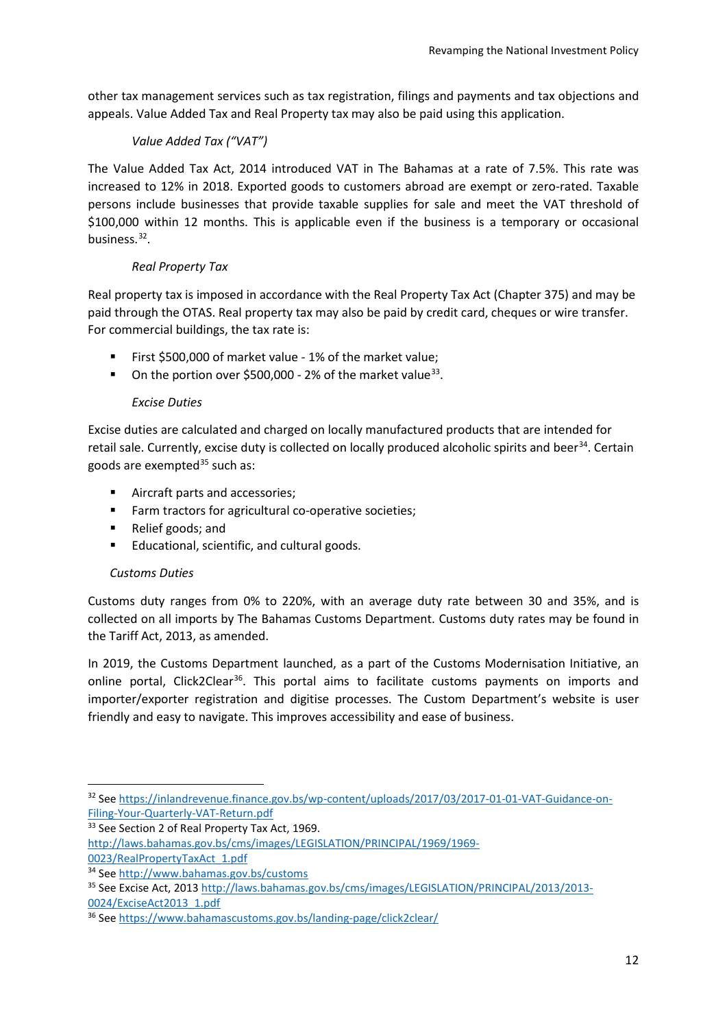other tax management services such as tax registration, filings and payments and tax objections and appeals. Value Added Tax and Real Property tax may also be paid using this application.

*Value Added Tax ("VAT")*

The Value Added Tax Act, 2014 introduced VAT in The Bahamas at a rate of 7.5%. This rate was increased to 12% in 2018. Exported goods to customers abroad are exempt or zero-rated. Taxable persons include businesses that provide taxable supplies for sale and meet the VAT threshold of $100,000 within 12 months. This is applicable even if the business is a temporary or occasional business.[32].

*Real Property Tax*

Real property tax is imposed in accordance with the Real Property Tax Act (Chapter 375) and may be paid through the OTAS. Real property tax may also be paid by credit card, cheques or wire transfer. For commercial buildings, the tax rate is:

- First $500,000 of market value - 1% of the market value;
- On the portion over $500,000 - 2% of the market value[33].

*Excise Duties*

Excise duties are calculated and charged on locally manufactured products that are intended for retail sale. Currently, excise duty is collected on locally produced alcoholic spirits and beer[34]. Certain goods are exempted[35] such as:

- Aircraft parts and accessories;
- Farm tractors for agricultural co-operative societies;
- Relief goods; and
- Educational, scientific, and cultural goods.

*Customs Duties*

Customs duty ranges from 0% to 220%, with an average duty rate between 30 and 35%, and is collected on all imports by The Bahamas Customs Department. Customs duty rates may be found in the Tariff Act, 2013, as amended.

In 2019, the Customs Department launched, as a part of the Customs Modernisation Initiative, an online portal, Click2Clear[36]. This portal aims to facilitate customs payments on imports and importer/exporter registration and digitise processes. The Custom Department's website is user friendly and easy to navigate. This improves accessibility and ease of business.

---

[32] See https://inlandrevenue.finance.gov.bs/wp-content/uploads/2017/03/2017-01-01-VAT-Guidance-on-Filing-Your-Quarterly-VAT-Return.pdf

[33] See Section 2 of Real Property Tax Act, 1969. http://laws.bahamas.gov.bs/cms/images/LEGISLATION/PRINCIPAL/1969/1969-0023/RealPropertyTaxAct_1.pdf

[34] See http://www.bahamas.gov.bs/customs

[35] See Excise Act, 2013 http://laws.bahamas.gov.bs/cms/images/LEGISLATION/PRINCIPAL/2013/2013-0024/ExciseAct2013_1.pdf

[36] See https://www.bahamascustoms.gov.bs/landing-page/click2clear/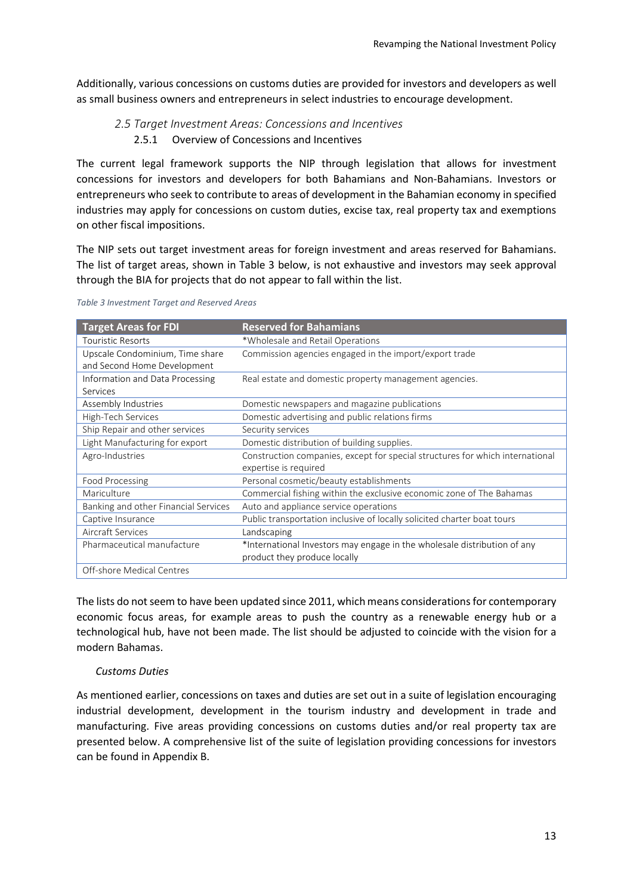Additionally, various concessions on customs duties are provided for investors and developers as well as small business owners and entrepreneurs in select industries to encourage development.

### *2.5 Target Investment Areas: Concessions and Incentives*

#### 2.5.1 Overview of Concessions and Incentives

The current legal framework supports the NIP through legislation that allows for investment concessions for investors and developers for both Bahamians and Non-Bahamians. Investors or entrepreneurs who seek to contribute to areas of development in the Bahamian economy in specified industries may apply for concessions on custom duties, excise tax, real property tax and exemptions on other fiscal impositions.

The NIP sets out target investment areas for foreign investment and areas reserved for Bahamians. The list of target areas, shown in Table 3 below, is not exhaustive and investors may seek approval through the BIA for projects that do not appear to fall within the list.

*Table 3 Investment Target and Reserved Areas*

| Target Areas for FDI | Reserved for Bahamians |
|---|---|
| Touristic Resorts | *Wholesale and Retail Operations |
| Upscale Condominium, Time share and Second Home Development | Commission agencies engaged in the import/export trade |
| Information and Data Processing Services | Real estate and domestic property management agencies. |
| Assembly Industries | Domestic newspapers and magazine publications |
| High-Tech Services | Domestic advertising and public relations firms |
| Ship Repair and other services | Security services |
| Light Manufacturing for export | Domestic distribution of building supplies. |
| Agro-Industries | Construction companies, except for special structures for which international expertise is required |
| Food Processing | Personal cosmetic/beauty establishments |
| Mariculture | Commercial fishing within the exclusive economic zone of The Bahamas |
| Banking and other Financial Services | Auto and appliance service operations |
| Captive Insurance | Public transportation inclusive of locally solicited charter boat tours |
| Aircraft Services | Landscaping |
| Pharmaceutical manufacture | *International Investors may engage in the wholesale distribution of any product they produce locally |
| Off-shore Medical Centres | |

The lists do not seem to have been updated since 2011, which means considerations for contemporary economic focus areas, for example areas to push the country as a renewable energy hub or a technological hub, have not been made. The list should be adjusted to coincide with the vision for a modern Bahamas.

*Customs Duties*

As mentioned earlier, concessions on taxes and duties are set out in a suite of legislation encouraging industrial development, development in the tourism industry and development in trade and manufacturing. Five areas providing concessions on customs duties and/or real property tax are presented below. A comprehensive list of the suite of legislation providing concessions for investors can be found in Appendix B.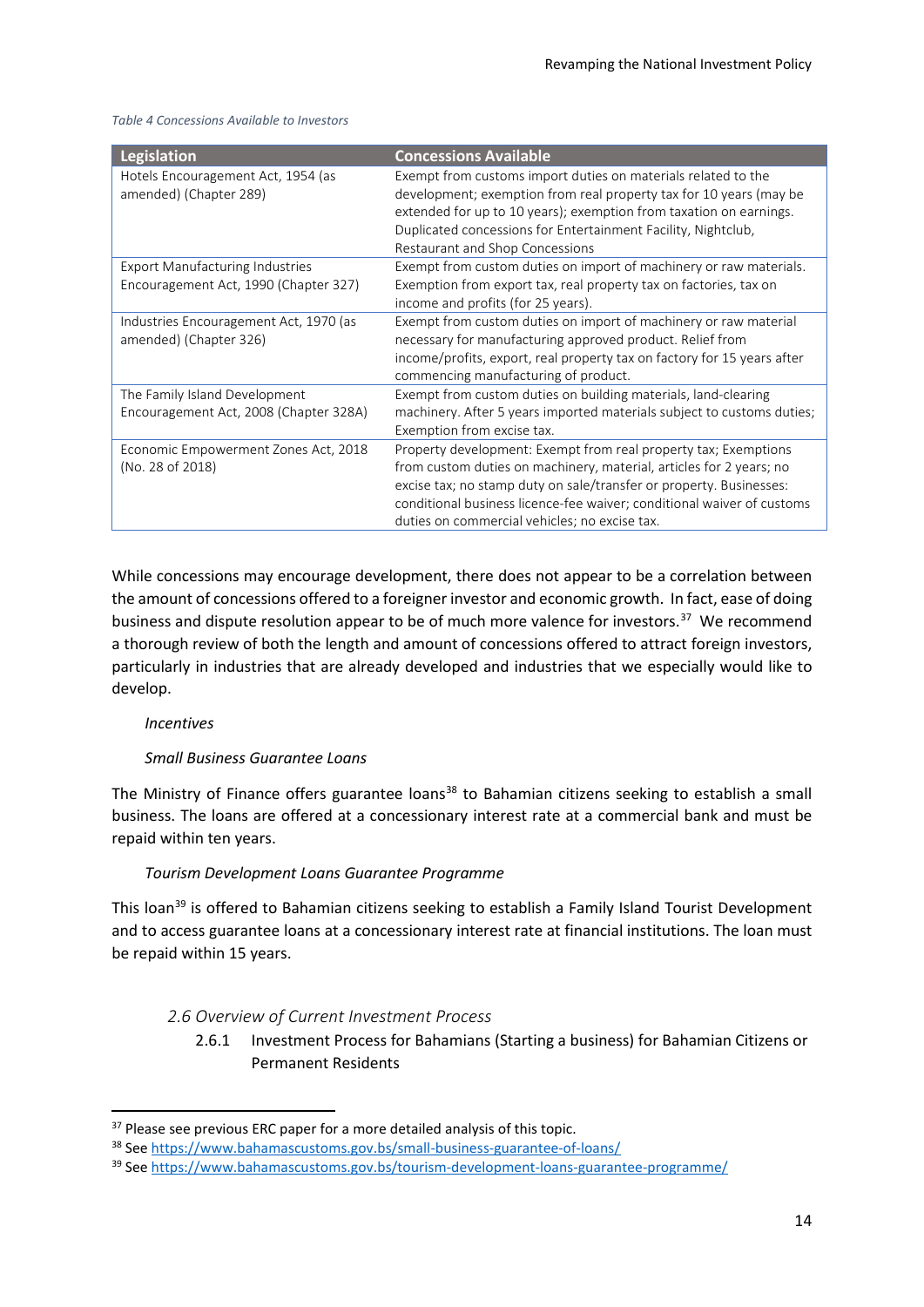*Table 4 Concessions Available to Investors*

| Legislation | Concessions Available |
| --- | --- |
| Hotels Encouragement Act, 1954 (as amended) (Chapter 289) | Exempt from customs import duties on materials related to the development; exemption from real property tax for 10 years (may be extended for up to 10 years); exemption from taxation on earnings. Duplicated concessions for Entertainment Facility, Nightclub, Restaurant and Shop Concessions |
| Export Manufacturing Industries Encouragement Act, 1990 (Chapter 327) | Exempt from custom duties on import of machinery or raw materials. Exemption from export tax, real property tax on factories, tax on income and profits (for 25 years). |
| Industries Encouragement Act, 1970 (as amended) (Chapter 326) | Exempt from custom duties on import of machinery or raw material necessary for manufacturing approved product. Relief from income/profits, export, real property tax on factory for 15 years after commencing manufacturing of product. |
| The Family Island Development Encouragement Act, 2008 (Chapter 328A) | Exempt from custom duties on building materials, land-clearing machinery. After 5 years imported materials subject to customs duties; Exemption from excise tax. |
| Economic Empowerment Zones Act, 2018 (No. 28 of 2018) | Property development: Exempt from real property tax; Exemptions from custom duties on machinery, material, articles for 2 years; no excise tax; no stamp duty on sale/transfer or property. Businesses: conditional business licence-fee waiver; conditional waiver of customs duties on commercial vehicles; no excise tax. |

While concessions may encourage development, there does not appear to be a correlation between the amount of concessions offered to a foreigner investor and economic growth. In fact, ease of doing business and dispute resolution appear to be of much more valence for investors.[37] We recommend a thorough review of both the length and amount of concessions offered to attract foreign investors, particularly in industries that are already developed and industries that we especially would like to develop.

*Incentives*

*Small Business Guarantee Loans*

The Ministry of Finance offers guarantee loans[38] to Bahamian citizens seeking to establish a small business. The loans are offered at a concessionary interest rate at a commercial bank and must be repaid within ten years.

*Tourism Development Loans Guarantee Programme*

This loan[39] is offered to Bahamian citizens seeking to establish a Family Island Tourist Development and to access guarantee loans at a concessionary interest rate at financial institutions. The loan must be repaid within 15 years.

## *2.6 Overview of Current Investment Process*

### 2.6.1 Investment Process for Bahamians (Starting a business) for Bahamian Citizens or Permanent Residents

---

[37] Please see previous ERC paper for a more detailed analysis of this topic.

[38] See https://www.bahamascustoms.gov.bs/small-business-guarantee-of-loans/

[39] See https://www.bahamascustoms.gov.bs/tourism-development-loans-guarantee-programme/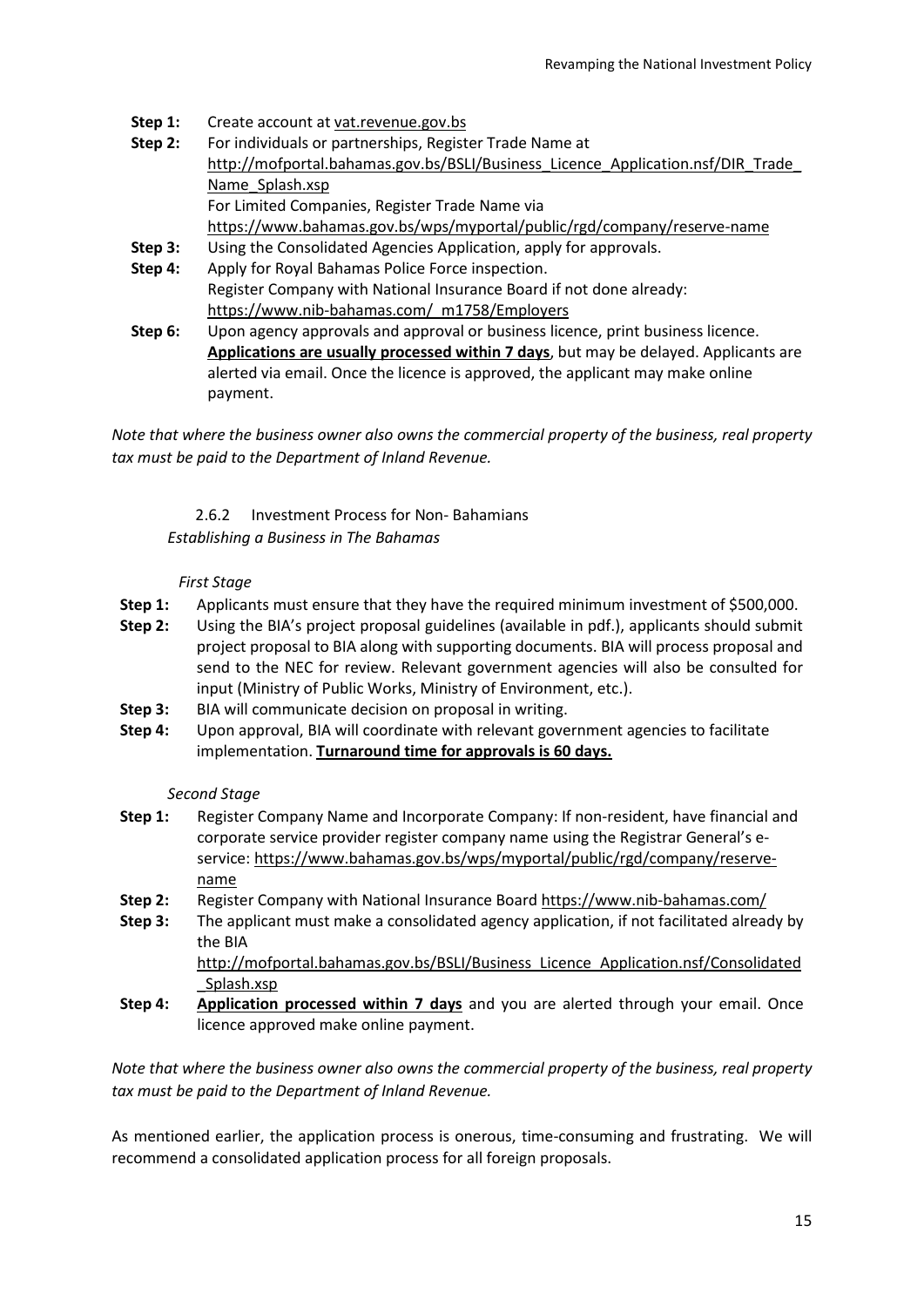**Step 1:** Create account at vat.revenue.gov.bs

**Step 2:** For individuals or partnerships, Register Trade Name at http://mofportal.bahamas.gov.bs/BSLI/Business_Licence_Application.nsf/DIR_Trade_Name_Splash.xsp
For Limited Companies, Register Trade Name via https://www.bahamas.gov.bs/wps/myportal/public/rgd/company/reserve-name

**Step 3:** Using the Consolidated Agencies Application, apply for approvals.

**Step 4:** Apply for Royal Bahamas Police Force inspection.
Register Company with National Insurance Board if not done already: https://www.nib-bahamas.com/_m1758/Employers

**Step 6:** Upon agency approvals and approval or business licence, print business licence. **Applications are usually processed within 7 days**, but may be delayed. Applicants are alerted via email. Once the licence is approved, the applicant may make online payment.

*Note that where the business owner also owns the commercial property of the business, real property tax must be paid to the Department of Inland Revenue.*

### 2.6.2 Investment Process for Non- Bahamians

*Establishing a Business in The Bahamas*

*First Stage*

**Step 1:** Applicants must ensure that they have the required minimum investment of $500,000.

**Step 2:** Using the BIA's project proposal guidelines (available in pdf.), applicants should submit project proposal to BIA along with supporting documents. BIA will process proposal and send to the NEC for review. Relevant government agencies will also be consulted for input (Ministry of Public Works, Ministry of Environment, etc.).

**Step 3:** BIA will communicate decision on proposal in writing.

**Step 4:** Upon approval, BIA will coordinate with relevant government agencies to facilitate implementation. **Turnaround time for approvals is 60 days.**

*Second Stage*

**Step 1:** Register Company Name and Incorporate Company: If non-resident, have financial and corporate service provider register company name using the Registrar General's e-service: https://www.bahamas.gov.bs/wps/myportal/public/rgd/company/reserve-name

**Step 2:** Register Company with National Insurance Board https://www.nib-bahamas.com/

**Step 3:** The applicant must make a consolidated agency application, if not facilitated already by the BIA
http://mofportal.bahamas.gov.bs/BSLI/Business_Licence_Application.nsf/Consolidated_Splash.xsp

**Step 4:** **Application processed within 7 days** and you are alerted through your email. Once licence approved make online payment.

*Note that where the business owner also owns the commercial property of the business, real property tax must be paid to the Department of Inland Revenue.*

As mentioned earlier, the application process is onerous, time-consuming and frustrating. We will recommend a consolidated application process for all foreign proposals.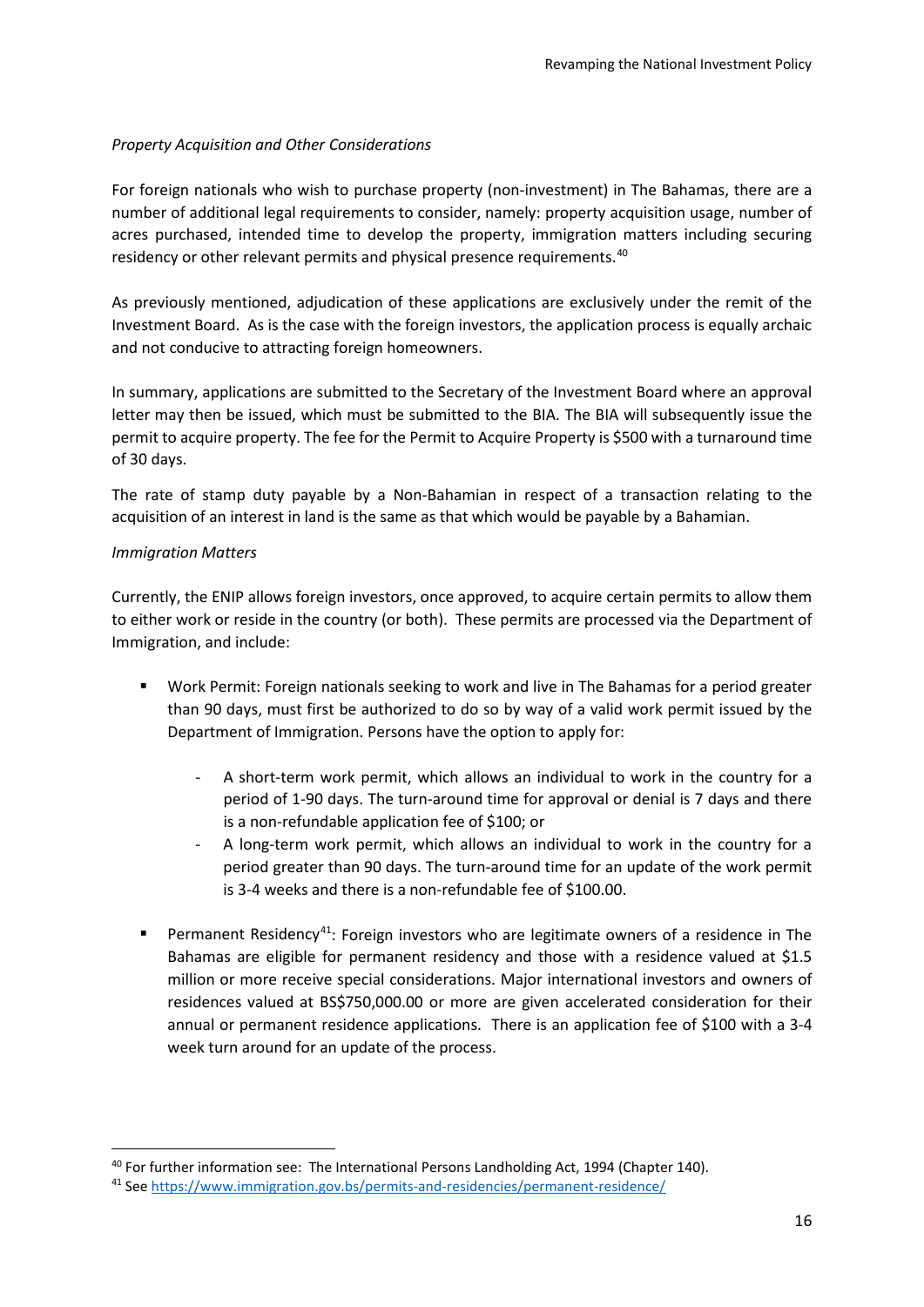*Property Acquisition and Other Considerations*

For foreign nationals who wish to purchase property (non-investment) in The Bahamas, there are a number of additional legal requirements to consider, namely: property acquisition usage, number of acres purchased, intended time to develop the property, immigration matters including securing residency or other relevant permits and physical presence requirements.[40]

As previously mentioned, adjudication of these applications are exclusively under the remit of the Investment Board. As is the case with the foreign investors, the application process is equally archaic and not conducive to attracting foreign homeowners.

In summary, applications are submitted to the Secretary of the Investment Board where an approval letter may then be issued, which must be submitted to the BIA. The BIA will subsequently issue the permit to acquire property. The fee for the Permit to Acquire Property is $500 with a turnaround time of 30 days.

The rate of stamp duty payable by a Non-Bahamian in respect of a transaction relating to the acquisition of an interest in land is the same as that which would be payable by a Bahamian.

*Immigration Matters*

Currently, the ENIP allows foreign investors, once approved, to acquire certain permits to allow them to either work or reside in the country (or both). These permits are processed via the Department of Immigration, and include:

- Work Permit: Foreign nationals seeking to work and live in The Bahamas for a period greater than 90 days, must first be authorized to do so by way of a valid work permit issued by the Department of Immigration. Persons have the option to apply for:
  - A short-term work permit, which allows an individual to work in the country for a period of 1-90 days. The turn-around time for approval or denial is 7 days and there is a non-refundable application fee of $100; or
  - A long-term work permit, which allows an individual to work in the country for a period greater than 90 days. The turn-around time for an update of the work permit is 3-4 weeks and there is a non-refundable fee of $100.00.
- Permanent Residency[41]: Foreign investors who are legitimate owners of a residence in The Bahamas are eligible for permanent residency and those with a residence valued at $1.5 million or more receive special considerations. Major international investors and owners of residences valued at BS$750,000.00 or more are given accelerated consideration for their annual or permanent residence applications. There is an application fee of $100 with a 3-4 week turn around for an update of the process.

---

[40] For further information see: The International Persons Landholding Act, 1994 (Chapter 140).

[41] See https://www.immigration.gov.bs/permits-and-residencies/permanent-residence/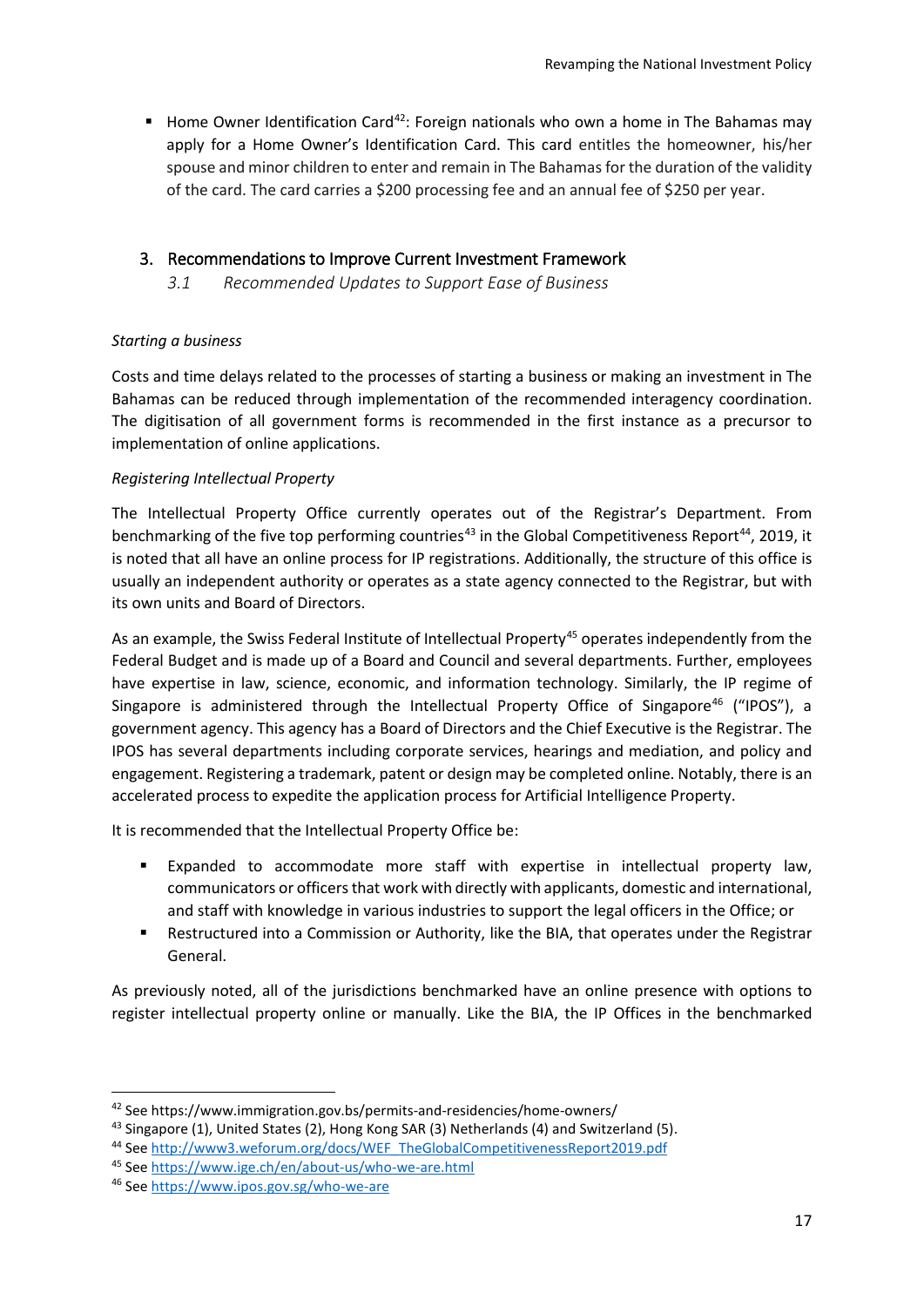- Home Owner Identification Card[42]: Foreign nationals who own a home in The Bahamas may apply for a Home Owner's Identification Card. This card entitles the homeowner, his/her spouse and minor children to enter and remain in The Bahamas for the duration of the validity of the card. The card carries a $200 processing fee and an annual fee of $250 per year.

## 3. Recommendations to Improve Current Investment Framework

### *3.1 Recommended Updates to Support Ease of Business*

*Starting a business*

Costs and time delays related to the processes of starting a business or making an investment in The Bahamas can be reduced through implementation of the recommended interagency coordination. The digitisation of all government forms is recommended in the first instance as a precursor to implementation of online applications.

*Registering Intellectual Property*

The Intellectual Property Office currently operates out of the Registrar's Department. From benchmarking of the five top performing countries[43] in the Global Competitiveness Report[44], 2019, it is noted that all have an online process for IP registrations. Additionally, the structure of this office is usually an independent authority or operates as a state agency connected to the Registrar, but with its own units and Board of Directors.

As an example, the Swiss Federal Institute of Intellectual Property[45] operates independently from the Federal Budget and is made up of a Board and Council and several departments. Further, employees have expertise in law, science, economic, and information technology. Similarly, the IP regime of Singapore is administered through the Intellectual Property Office of Singapore[46] ("IPOS"), a government agency. This agency has a Board of Directors and the Chief Executive is the Registrar. The IPOS has several departments including corporate services, hearings and mediation, and policy and engagement. Registering a trademark, patent or design may be completed online. Notably, there is an accelerated process to expedite the application process for Artificial Intelligence Property.

It is recommended that the Intellectual Property Office be:

- Expanded to accommodate more staff with expertise in intellectual property law, communicators or officers that work with directly with applicants, domestic and international, and staff with knowledge in various industries to support the legal officers in the Office; or
- Restructured into a Commission or Authority, like the BIA, that operates under the Registrar General.

As previously noted, all of the jurisdictions benchmarked have an online presence with options to register intellectual property online or manually. Like the BIA, the IP Offices in the benchmarked

---

[42] See https://www.immigration.gov.bs/permits-and-residencies/home-owners/

[43] Singapore (1), United States (2), Hong Kong SAR (3) Netherlands (4) and Switzerland (5).

[44] See http://www3.weforum.org/docs/WEF_TheGlobalCompetitivenessReport2019.pdf

[45] See https://www.ige.ch/en/about-us/who-we-are.html

[46] See https://www.ipos.gov.sg/who-we-are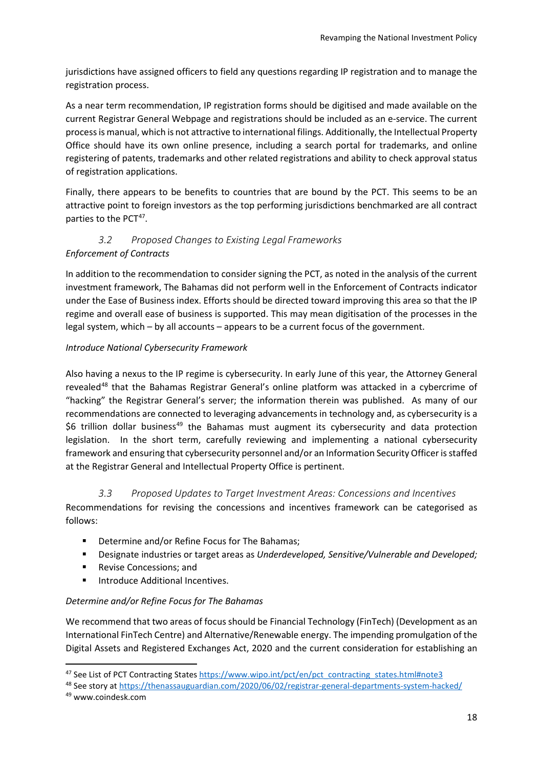jurisdictions have assigned officers to field any questions regarding IP registration and to manage the registration process.

As a near term recommendation, IP registration forms should be digitised and made available on the current Registrar General Webpage and registrations should be included as an e-service. The current process is manual, which is not attractive to international filings. Additionally, the Intellectual Property Office should have its own online presence, including a search portal for trademarks, and online registering of patents, trademarks and other related registrations and ability to check approval status of registration applications.

Finally, there appears to be benefits to countries that are bound by the PCT. This seems to be an attractive point to foreign investors as the top performing jurisdictions benchmarked are all contract parties to the PCT[47].

### *3.2 Proposed Changes to Existing Legal Frameworks*

*Enforcement of Contracts*

In addition to the recommendation to consider signing the PCT, as noted in the analysis of the current investment framework, The Bahamas did not perform well in the Enforcement of Contracts indicator under the Ease of Business index. Efforts should be directed toward improving this area so that the IP regime and overall ease of business is supported. This may mean digitisation of the processes in the legal system, which – by all accounts – appears to be a current focus of the government.

*Introduce National Cybersecurity Framework*

Also having a nexus to the IP regime is cybersecurity. In early June of this year, the Attorney General revealed[48] that the Bahamas Registrar General's online platform was attacked in a cybercrime of "hacking" the Registrar General's server; the information therein was published. As many of our recommendations are connected to leveraging advancements in technology and, as cybersecurity is a $6 trillion dollar business[49] the Bahamas must augment its cybersecurity and data protection legislation. In the short term, carefully reviewing and implementing a national cybersecurity framework and ensuring that cybersecurity personnel and/or an Information Security Officer is staffed at the Registrar General and Intellectual Property Office is pertinent.

### *3.3 Proposed Updates to Target Investment Areas: Concessions and Incentives*

Recommendations for revising the concessions and incentives framework can be categorised as follows:

- Determine and/or Refine Focus for The Bahamas;
- Designate industries or target areas as *Underdeveloped, Sensitive/Vulnerable and Developed;*
- Revise Concessions; and
- Introduce Additional Incentives.

*Determine and/or Refine Focus for The Bahamas*

We recommend that two areas of focus should be Financial Technology (FinTech) (Development as an International FinTech Centre) and Alternative/Renewable energy. The impending promulgation of the Digital Assets and Registered Exchanges Act, 2020 and the current consideration for establishing an

---

[47] See List of PCT Contracting States https://www.wipo.int/pct/en/pct_contracting_states.html#note3

[48] See story at https://thenassauguardian.com/2020/06/02/registrar-general-departments-system-hacked/

[49] www.coindesk.com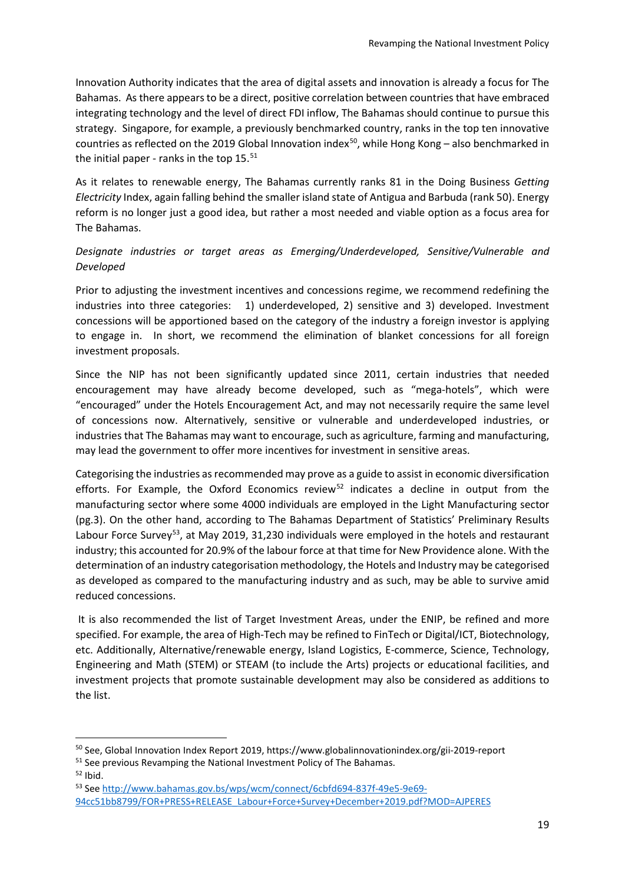Innovation Authority indicates that the area of digital assets and innovation is already a focus for The Bahamas. As there appears to be a direct, positive correlation between countries that have embraced integrating technology and the level of direct FDI inflow, The Bahamas should continue to pursue this strategy. Singapore, for example, a previously benchmarked country, ranks in the top ten innovative countries as reflected on the 2019 Global Innovation index[50], while Hong Kong – also benchmarked in the initial paper - ranks in the top 15.[51]

As it relates to renewable energy, The Bahamas currently ranks 81 in the Doing Business *Getting Electricity* Index, again falling behind the smaller island state of Antigua and Barbuda (rank 50). Energy reform is no longer just a good idea, but rather a most needed and viable option as a focus area for The Bahamas.

*Designate industries or target areas as Emerging/Underdeveloped, Sensitive/Vulnerable and Developed*

Prior to adjusting the investment incentives and concessions regime, we recommend redefining the industries into three categories: 1) underdeveloped, 2) sensitive and 3) developed. Investment concessions will be apportioned based on the category of the industry a foreign investor is applying to engage in. In short, we recommend the elimination of blanket concessions for all foreign investment proposals.

Since the NIP has not been significantly updated since 2011, certain industries that needed encouragement may have already become developed, such as "mega-hotels", which were "encouraged" under the Hotels Encouragement Act, and may not necessarily require the same level of concessions now. Alternatively, sensitive or vulnerable and underdeveloped industries, or industries that The Bahamas may want to encourage, such as agriculture, farming and manufacturing, may lead the government to offer more incentives for investment in sensitive areas.

Categorising the industries as recommended may prove as a guide to assist in economic diversification efforts. For Example, the Oxford Economics review[52] indicates a decline in output from the manufacturing sector where some 4000 individuals are employed in the Light Manufacturing sector (pg.3). On the other hand, according to The Bahamas Department of Statistics' Preliminary Results Labour Force Survey[53], at May 2019, 31,230 individuals were employed in the hotels and restaurant industry; this accounted for 20.9% of the labour force at that time for New Providence alone. With the determination of an industry categorisation methodology, the Hotels and Industry may be categorised as developed as compared to the manufacturing industry and as such, may be able to survive amid reduced concessions.

It is also recommended the list of Target Investment Areas, under the ENIP, be refined and more specified. For example, the area of High-Tech may be refined to FinTech or Digital/ICT, Biotechnology, etc. Additionally, Alternative/renewable energy, Island Logistics, E-commerce, Science, Technology, Engineering and Math (STEM) or STEAM (to include the Arts) projects or educational facilities, and investment projects that promote sustainable development may also be considered as additions to the list.

---

[50] See, Global Innovation Index Report 2019, https://www.globalinnovationindex.org/gii-2019-report

[51] See previous Revamping the National Investment Policy of The Bahamas.

[52] Ibid.

[53] See http://www.bahamas.gov.bs/wps/wcm/connect/6cbfd694-837f-49e5-9e69-94cc51bb8799/FOR+PRESS+RELEASE_Labour+Force+Survey+December+2019.pdf?MOD=AJPERES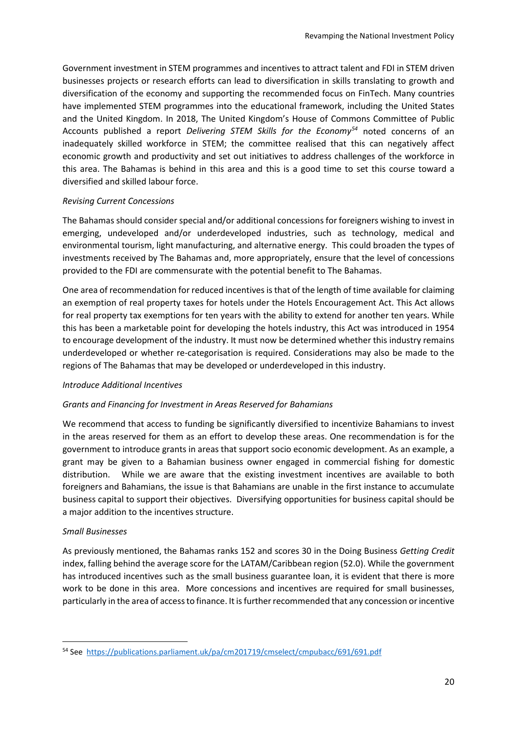Government investment in STEM programmes and incentives to attract talent and FDI in STEM driven businesses projects or research efforts can lead to diversification in skills translating to growth and diversification of the economy and supporting the recommended focus on FinTech. Many countries have implemented STEM programmes into the educational framework, including the United States and the United Kingdom. In 2018, The United Kingdom's House of Commons Committee of Public Accounts published a report *Delivering STEM Skills for the Economy*[54] noted concerns of an inadequately skilled workforce in STEM; the committee realised that this can negatively affect economic growth and productivity and set out initiatives to address challenges of the workforce in this area. The Bahamas is behind in this area and this is a good time to set this course toward a diversified and skilled labour force.

*Revising Current Concessions*

The Bahamas should consider special and/or additional concessions for foreigners wishing to invest in emerging, undeveloped and/or underdeveloped industries, such as technology, medical and environmental tourism, light manufacturing, and alternative energy. This could broaden the types of investments received by The Bahamas and, more appropriately, ensure that the level of concessions provided to the FDI are commensurate with the potential benefit to The Bahamas.

One area of recommendation for reduced incentives is that of the length of time available for claiming an exemption of real property taxes for hotels under the Hotels Encouragement Act. This Act allows for real property tax exemptions for ten years with the ability to extend for another ten years. While this has been a marketable point for developing the hotels industry, this Act was introduced in 1954 to encourage development of the industry. It must now be determined whether this industry remains underdeveloped or whether re-categorisation is required. Considerations may also be made to the regions of The Bahamas that may be developed or underdeveloped in this industry.

*Introduce Additional Incentives*

*Grants and Financing for Investment in Areas Reserved for Bahamians*

We recommend that access to funding be significantly diversified to incentivize Bahamians to invest in the areas reserved for them as an effort to develop these areas. One recommendation is for the government to introduce grants in areas that support socio economic development. As an example, a grant may be given to a Bahamian business owner engaged in commercial fishing for domestic distribution. While we are aware that the existing investment incentives are available to both foreigners and Bahamians, the issue is that Bahamians are unable in the first instance to accumulate business capital to support their objectives. Diversifying opportunities for business capital should be a major addition to the incentives structure.

*Small Businesses*

As previously mentioned, the Bahamas ranks 152 and scores 30 in the Doing Business *Getting Credit* index, falling behind the average score for the LATAM/Caribbean region (52.0). While the government has introduced incentives such as the small business guarantee loan, it is evident that there is more work to be done in this area. More concessions and incentives are required for small businesses, particularly in the area of access to finance. It is further recommended that any concession or incentive

---

[54] See https://publications.parliament.uk/pa/cm201719/cmselect/cmpubacc/691/691.pdf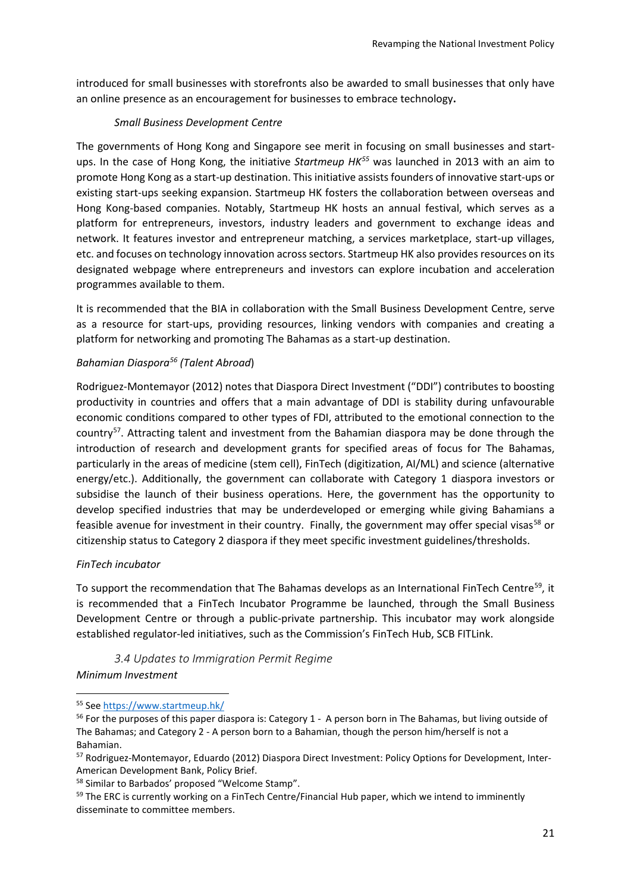introduced for small businesses with storefronts also be awarded to small businesses that only have an online presence as an encouragement for businesses to embrace technology**.**

*Small Business Development Centre*

The governments of Hong Kong and Singapore see merit in focusing on small businesses and start-ups. In the case of Hong Kong, the initiative *Startmeup HK*[55] was launched in 2013 with an aim to promote Hong Kong as a start-up destination. This initiative assists founders of innovative start-ups or existing start-ups seeking expansion. Startmeup HK fosters the collaboration between overseas and Hong Kong-based companies. Notably, Startmeup HK hosts an annual festival, which serves as a platform for entrepreneurs, investors, industry leaders and government to exchange ideas and network. It features investor and entrepreneur matching, a services marketplace, start-up villages, etc. and focuses on technology innovation across sectors. Startmeup HK also provides resources on its designated webpage where entrepreneurs and investors can explore incubation and acceleration programmes available to them.

It is recommended that the BIA in collaboration with the Small Business Development Centre, serve as a resource for start-ups, providing resources, linking vendors with companies and creating a platform for networking and promoting The Bahamas as a start-up destination.

*Bahamian Diaspora*[56] *(Talent Abroad*)

Rodriguez-Montemayor (2012) notes that Diaspora Direct Investment ("DDI") contributes to boosting productivity in countries and offers that a main advantage of DDI is stability during unfavourable economic conditions compared to other types of FDI, attributed to the emotional connection to the country[57]. Attracting talent and investment from the Bahamian diaspora may be done through the introduction of research and development grants for specified areas of focus for The Bahamas, particularly in the areas of medicine (stem cell), FinTech (digitization, AI/ML) and science (alternative energy/etc.). Additionally, the government can collaborate with Category 1 diaspora investors or subsidise the launch of their business operations. Here, the government has the opportunity to develop specified industries that may be underdeveloped or emerging while giving Bahamians a feasible avenue for investment in their country. Finally, the government may offer special visas[58] or citizenship status to Category 2 diaspora if they meet specific investment guidelines/thresholds.

*FinTech incubator*

To support the recommendation that The Bahamas develops as an International FinTech Centre[59], it is recommended that a FinTech Incubator Programme be launched, through the Small Business Development Centre or through a public-private partnership. This incubator may work alongside established regulator-led initiatives, such as the Commission's FinTech Hub, SCB FITLink.

### 3.4 Updates to Immigration Permit Regime

*Minimum Investment*

---

[55] See https://www.startmeup.hk/

[56] For the purposes of this paper diaspora is: Category 1 - A person born in The Bahamas, but living outside of The Bahamas; and Category 2 - A person born to a Bahamian, though the person him/herself is not a Bahamian.

[57] Rodriguez-Montemayor, Eduardo (2012) Diaspora Direct Investment: Policy Options for Development, Inter-American Development Bank, Policy Brief.

[58] Similar to Barbados' proposed "Welcome Stamp".

[59] The ERC is currently working on a FinTech Centre/Financial Hub paper, which we intend to imminently disseminate to committee members.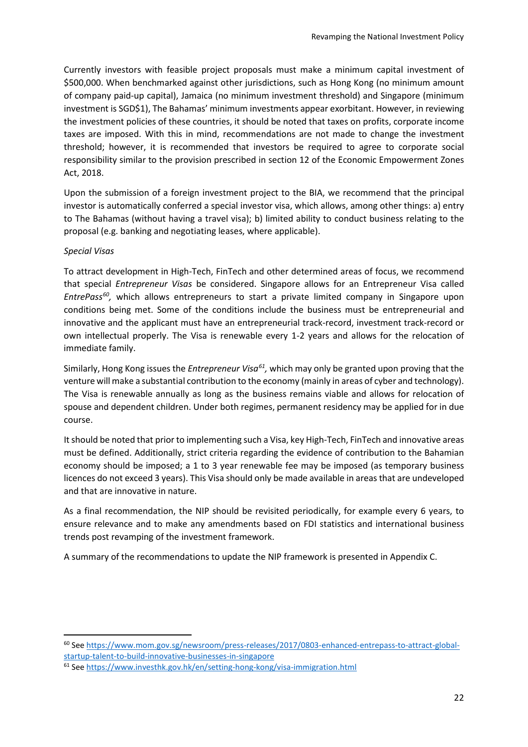Currently investors with feasible project proposals must make a minimum capital investment of $500,000. When benchmarked against other jurisdictions, such as Hong Kong (no minimum amount of company paid-up capital), Jamaica (no minimum investment threshold) and Singapore (minimum investment is SGD$1), The Bahamas' minimum investments appear exorbitant. However, in reviewing the investment policies of these countries, it should be noted that taxes on profits, corporate income taxes are imposed. With this in mind, recommendations are not made to change the investment threshold; however, it is recommended that investors be required to agree to corporate social responsibility similar to the provision prescribed in section 12 of the Economic Empowerment Zones Act, 2018.

Upon the submission of a foreign investment project to the BIA, we recommend that the principal investor is automatically conferred a special investor visa, which allows, among other things: a) entry to The Bahamas (without having a travel visa); b) limited ability to conduct business relating to the proposal (e.g. banking and negotiating leases, where applicable).

*Special Visas*

To attract development in High-Tech, FinTech and other determined areas of focus, we recommend that special *Entrepreneur Visas* be considered. Singapore allows for an Entrepreneur Visa called *EntrePass*[60], which allows entrepreneurs to start a private limited company in Singapore upon conditions being met. Some of the conditions include the business must be entrepreneurial and innovative and the applicant must have an entrepreneurial track-record, investment track-record or own intellectual properly. The Visa is renewable every 1-2 years and allows for the relocation of immediate family.

Similarly, Hong Kong issues the *Entrepreneur Visa*[61], which may only be granted upon proving that the venture will make a substantial contribution to the economy (mainly in areas of cyber and technology). The Visa is renewable annually as long as the business remains viable and allows for relocation of spouse and dependent children. Under both regimes, permanent residency may be applied for in due course.

It should be noted that prior to implementing such a Visa, key High-Tech, FinTech and innovative areas must be defined. Additionally, strict criteria regarding the evidence of contribution to the Bahamian economy should be imposed; a 1 to 3 year renewable fee may be imposed (as temporary business licences do not exceed 3 years). This Visa should only be made available in areas that are undeveloped and that are innovative in nature.

As a final recommendation, the NIP should be revisited periodically, for example every 6 years, to ensure relevance and to make any amendments based on FDI statistics and international business trends post revamping of the investment framework.

A summary of the recommendations to update the NIP framework is presented in Appendix C.

---

[60] See https://www.mom.gov.sg/newsroom/press-releases/2017/0803-enhanced-entrepass-to-attract-global-startup-talent-to-build-innovative-businesses-in-singapore

[61] See https://www.investhk.gov.hk/en/setting-hong-kong/visa-immigration.html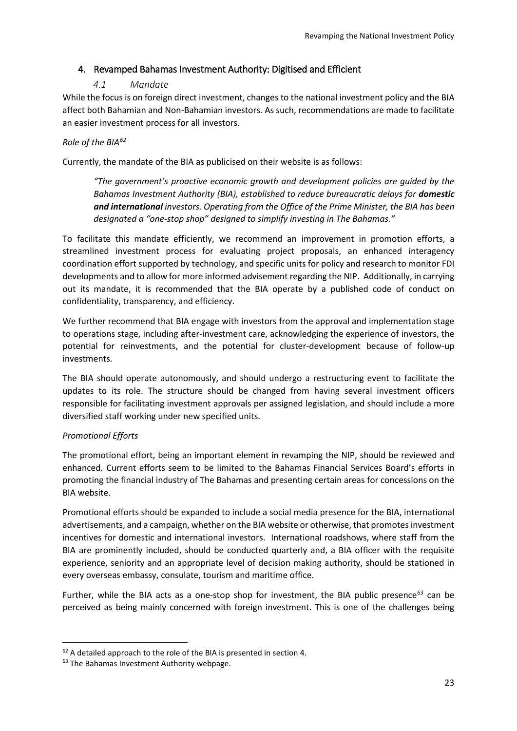## 4. Revamped Bahamas Investment Authority: Digitised and Efficient

### *4.1 Mandate*

While the focus is on foreign direct investment, changes to the national investment policy and the BIA affect both Bahamian and Non-Bahamian investors. As such, recommendations are made to facilitate an easier investment process for all investors.

*Role of the BIA*[62]

Currently, the mandate of the BIA as publicised on their website is as follows:

> *"The government's proactive economic growth and development policies are guided by the Bahamas Investment Authority (BIA), established to reduce bureaucratic delays for **domestic and international** investors. Operating from the Office of the Prime Minister, the BIA has been designated a "one-stop shop" designed to simplify investing in The Bahamas."*

To facilitate this mandate efficiently, we recommend an improvement in promotion efforts, a streamlined investment process for evaluating project proposals, an enhanced interagency coordination effort supported by technology, and specific units for policy and research to monitor FDI developments and to allow for more informed advisement regarding the NIP. Additionally, in carrying out its mandate, it is recommended that the BIA operate by a published code of conduct on confidentiality, transparency, and efficiency.

We further recommend that BIA engage with investors from the approval and implementation stage to operations stage, including after-investment care, acknowledging the experience of investors, the potential for reinvestments, and the potential for cluster-development because of follow-up investments.

The BIA should operate autonomously, and should undergo a restructuring event to facilitate the updates to its role. The structure should be changed from having several investment officers responsible for facilitating investment approvals per assigned legislation, and should include a more diversified staff working under new specified units.

*Promotional Efforts*

The promotional effort, being an important element in revamping the NIP, should be reviewed and enhanced. Current efforts seem to be limited to the Bahamas Financial Services Board's efforts in promoting the financial industry of The Bahamas and presenting certain areas for concessions on the BIA website.

Promotional efforts should be expanded to include a social media presence for the BIA, international advertisements, and a campaign, whether on the BIA website or otherwise, that promotes investment incentives for domestic and international investors. International roadshows, where staff from the BIA are prominently included, should be conducted quarterly and, a BIA officer with the requisite experience, seniority and an appropriate level of decision making authority, should be stationed in every overseas embassy, consulate, tourism and maritime office.

Further, while the BIA acts as a one-stop shop for investment, the BIA public presence[63] can be perceived as being mainly concerned with foreign investment. This is one of the challenges being

---

[62] A detailed approach to the role of the BIA is presented in section 4.

[63] The Bahamas Investment Authority webpage.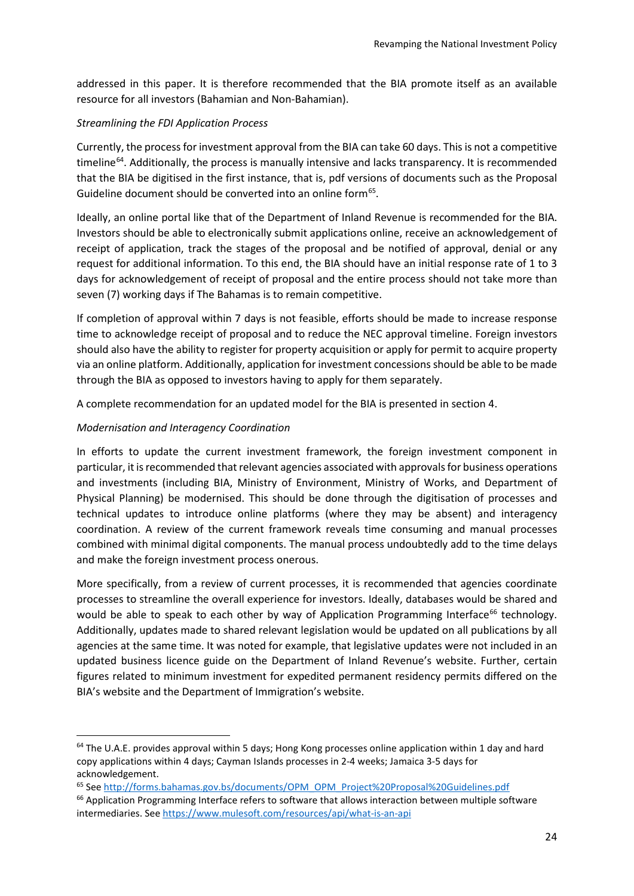addressed in this paper. It is therefore recommended that the BIA promote itself as an available resource for all investors (Bahamian and Non-Bahamian).

*Streamlining the FDI Application Process*

Currently, the process for investment approval from the BIA can take 60 days. This is not a competitive timeline[64]. Additionally, the process is manually intensive and lacks transparency. It is recommended that the BIA be digitised in the first instance, that is, pdf versions of documents such as the Proposal Guideline document should be converted into an online form[65].

Ideally, an online portal like that of the Department of Inland Revenue is recommended for the BIA. Investors should be able to electronically submit applications online, receive an acknowledgement of receipt of application, track the stages of the proposal and be notified of approval, denial or any request for additional information. To this end, the BIA should have an initial response rate of 1 to 3 days for acknowledgement of receipt of proposal and the entire process should not take more than seven (7) working days if The Bahamas is to remain competitive.

If completion of approval within 7 days is not feasible, efforts should be made to increase response time to acknowledge receipt of proposal and to reduce the NEC approval timeline. Foreign investors should also have the ability to register for property acquisition or apply for permit to acquire property via an online platform. Additionally, application for investment concessions should be able to be made through the BIA as opposed to investors having to apply for them separately.

A complete recommendation for an updated model for the BIA is presented in section 4.

*Modernisation and Interagency Coordination*

In efforts to update the current investment framework, the foreign investment component in particular, it is recommended that relevant agencies associated with approvals for business operations and investments (including BIA, Ministry of Environment, Ministry of Works, and Department of Physical Planning) be modernised. This should be done through the digitisation of processes and technical updates to introduce online platforms (where they may be absent) and interagency coordination. A review of the current framework reveals time consuming and manual processes combined with minimal digital components. The manual process undoubtedly add to the time delays and make the foreign investment process onerous.

More specifically, from a review of current processes, it is recommended that agencies coordinate processes to streamline the overall experience for investors. Ideally, databases would be shared and would be able to speak to each other by way of Application Programming Interface[66] technology. Additionally, updates made to shared relevant legislation would be updated on all publications by all agencies at the same time. It was noted for example, that legislative updates were not included in an updated business licence guide on the Department of Inland Revenue's website. Further, certain figures related to minimum investment for expedited permanent residency permits differed on the BIA's website and the Department of Immigration's website.

---

[64] The U.A.E. provides approval within 5 days; Hong Kong processes online application within 1 day and hard copy applications within 4 days; Cayman Islands processes in 2-4 weeks; Jamaica 3-5 days for acknowledgement.

[65] See http://forms.bahamas.gov.bs/documents/OPM_OPM_Project%20Proposal%20Guidelines.pdf

[66] Application Programming Interface refers to software that allows interaction between multiple software intermediaries. See https://www.mulesoft.com/resources/api/what-is-an-api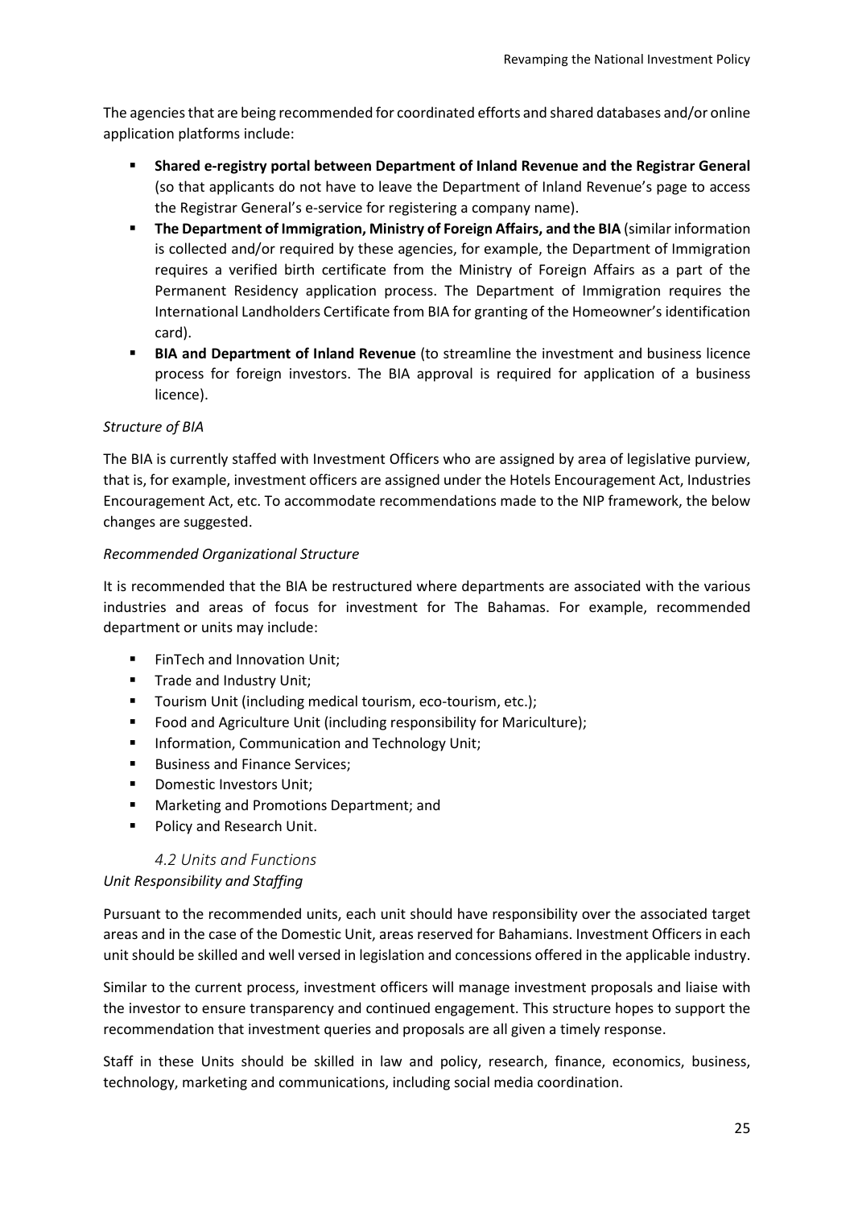The agencies that are being recommended for coordinated efforts and shared databases and/or online application platforms include:

- **Shared e-registry portal between Department of Inland Revenue and the Registrar General** (so that applicants do not have to leave the Department of Inland Revenue's page to access the Registrar General's e-service for registering a company name).
- **The Department of Immigration, Ministry of Foreign Affairs, and the BIA** (similar information is collected and/or required by these agencies, for example, the Department of Immigration requires a verified birth certificate from the Ministry of Foreign Affairs as a part of the Permanent Residency application process. The Department of Immigration requires the International Landholders Certificate from BIA for granting of the Homeowner's identification card).
- **BIA and Department of Inland Revenue** (to streamline the investment and business licence process for foreign investors. The BIA approval is required for application of a business licence).

*Structure of BIA*

The BIA is currently staffed with Investment Officers who are assigned by area of legislative purview, that is, for example, investment officers are assigned under the Hotels Encouragement Act, Industries Encouragement Act, etc. To accommodate recommendations made to the NIP framework, the below changes are suggested.

*Recommended Organizational Structure*

It is recommended that the BIA be restructured where departments are associated with the various industries and areas of focus for investment for The Bahamas. For example, recommended department or units may include:

- FinTech and Innovation Unit;
- Trade and Industry Unit;
- Tourism Unit (including medical tourism, eco-tourism, etc.);
- Food and Agriculture Unit (including responsibility for Mariculture);
- Information, Communication and Technology Unit;
- Business and Finance Services;
- Domestic Investors Unit;
- Marketing and Promotions Department; and
- Policy and Research Unit.

### 4.2 Units and Functions

*Unit Responsibility and Staffing*

Pursuant to the recommended units, each unit should have responsibility over the associated target areas and in the case of the Domestic Unit, areas reserved for Bahamians. Investment Officers in each unit should be skilled and well versed in legislation and concessions offered in the applicable industry.

Similar to the current process, investment officers will manage investment proposals and liaise with the investor to ensure transparency and continued engagement. This structure hopes to support the recommendation that investment queries and proposals are all given a timely response.

Staff in these Units should be skilled in law and policy, research, finance, economics, business, technology, marketing and communications, including social media coordination.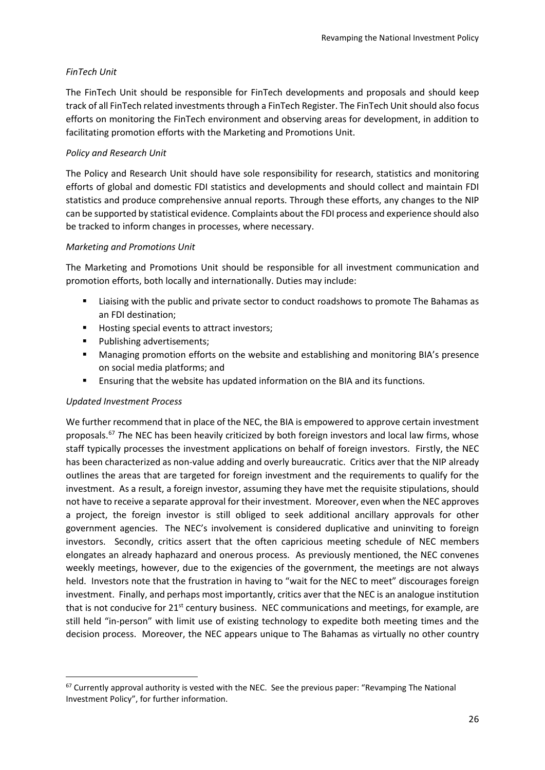*FinTech Unit*

The FinTech Unit should be responsible for FinTech developments and proposals and should keep track of all FinTech related investments through a FinTech Register. The FinTech Unit should also focus efforts on monitoring the FinTech environment and observing areas for development, in addition to facilitating promotion efforts with the Marketing and Promotions Unit.

*Policy and Research Unit*

The Policy and Research Unit should have sole responsibility for research, statistics and monitoring efforts of global and domestic FDI statistics and developments and should collect and maintain FDI statistics and produce comprehensive annual reports. Through these efforts, any changes to the NIP can be supported by statistical evidence. Complaints about the FDI process and experience should also be tracked to inform changes in processes, where necessary.

*Marketing and Promotions Unit*

The Marketing and Promotions Unit should be responsible for all investment communication and promotion efforts, both locally and internationally. Duties may include:

- Liaising with the public and private sector to conduct roadshows to promote The Bahamas as an FDI destination;
- Hosting special events to attract investors;
- Publishing advertisements;
- Managing promotion efforts on the website and establishing and monitoring BIA's presence on social media platforms; and
- Ensuring that the website has updated information on the BIA and its functions.

*Updated Investment Process*

We further recommend that in place of the NEC, the BIA is empowered to approve certain investment proposals.[67] The NEC has been heavily criticized by both foreign investors and local law firms, whose staff typically processes the investment applications on behalf of foreign investors. Firstly, the NEC has been characterized as non-value adding and overly bureaucratic. Critics aver that the NIP already outlines the areas that are targeted for foreign investment and the requirements to qualify for the investment. As a result, a foreign investor, assuming they have met the requisite stipulations, should not have to receive a separate approval for their investment. Moreover, even when the NEC approves a project, the foreign investor is still obliged to seek additional ancillary approvals for other government agencies. The NEC's involvement is considered duplicative and uninviting to foreign investors. Secondly, critics assert that the often capricious meeting schedule of NEC members elongates an already haphazard and onerous process. As previously mentioned, the NEC convenes weekly meetings, however, due to the exigencies of the government, the meetings are not always held. Investors note that the frustration in having to "wait for the NEC to meet" discourages foreign investment. Finally, and perhaps most importantly, critics aver that the NEC is an analogue institution that is not conducive for 21st century business. NEC communications and meetings, for example, are still held "in-person" with limit use of existing technology to expedite both meeting times and the decision process. Moreover, the NEC appears unique to The Bahamas as virtually no other country

[67] Currently approval authority is vested with the NEC. See the previous paper: "Revamping The National Investment Policy", for further information.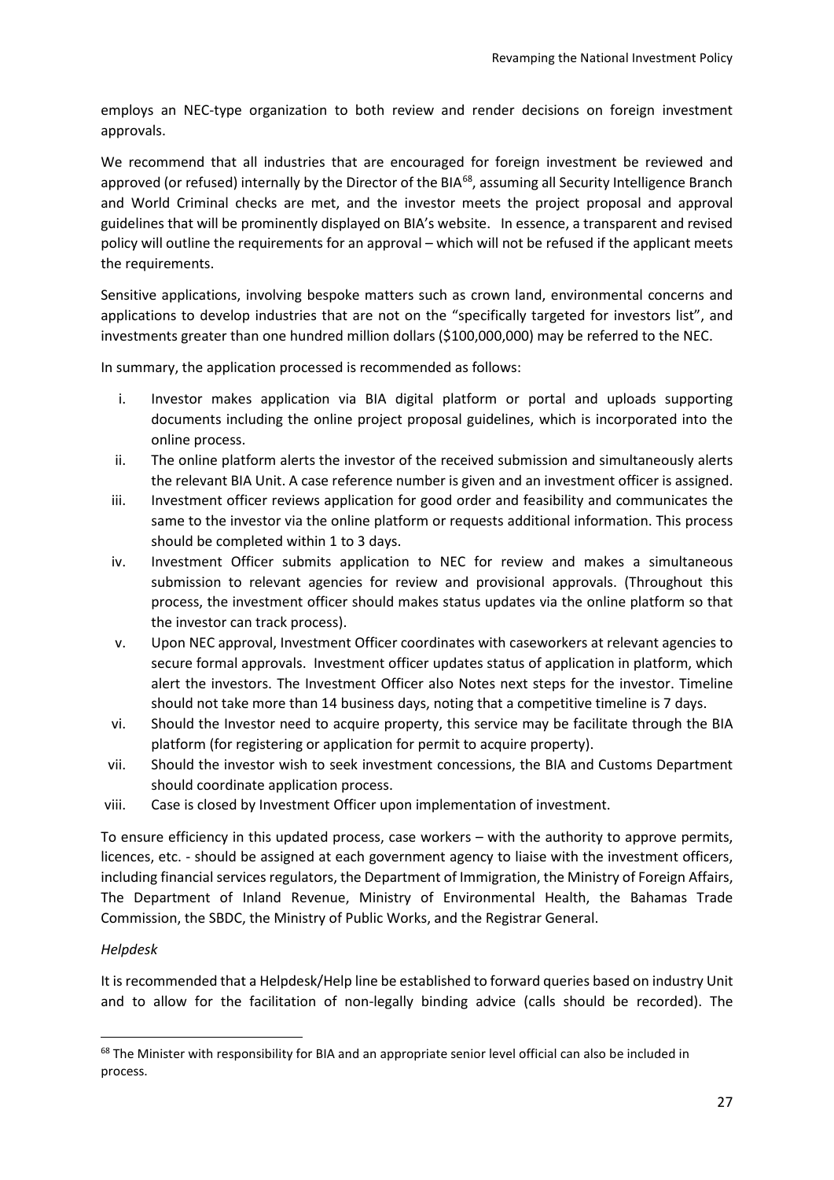employs an NEC-type organization to both review and render decisions on foreign investment approvals.

We recommend that all industries that are encouraged for foreign investment be reviewed and approved (or refused) internally by the Director of the BIA[68], assuming all Security Intelligence Branch and World Criminal checks are met, and the investor meets the project proposal and approval guidelines that will be prominently displayed on BIA's website. In essence, a transparent and revised policy will outline the requirements for an approval – which will not be refused if the applicant meets the requirements.

Sensitive applications, involving bespoke matters such as crown land, environmental concerns and applications to develop industries that are not on the "specifically targeted for investors list", and investments greater than one hundred million dollars ($100,000,000) may be referred to the NEC.

In summary, the application processed is recommended as follows:

i. Investor makes application via BIA digital platform or portal and uploads supporting documents including the online project proposal guidelines, which is incorporated into the online process.
ii. The online platform alerts the investor of the received submission and simultaneously alerts the relevant BIA Unit. A case reference number is given and an investment officer is assigned.
iii. Investment officer reviews application for good order and feasibility and communicates the same to the investor via the online platform or requests additional information. This process should be completed within 1 to 3 days.
iv. Investment Officer submits application to NEC for review and makes a simultaneous submission to relevant agencies for review and provisional approvals. (Throughout this process, the investment officer should makes status updates via the online platform so that the investor can track process).
v. Upon NEC approval, Investment Officer coordinates with caseworkers at relevant agencies to secure formal approvals. Investment officer updates status of application in platform, which alert the investors. The Investment Officer also Notes next steps for the investor. Timeline should not take more than 14 business days, noting that a competitive timeline is 7 days.
vi. Should the Investor need to acquire property, this service may be facilitate through the BIA platform (for registering or application for permit to acquire property).
vii. Should the investor wish to seek investment concessions, the BIA and Customs Department should coordinate application process.
viii. Case is closed by Investment Officer upon implementation of investment.

To ensure efficiency in this updated process, case workers – with the authority to approve permits, licences, etc. - should be assigned at each government agency to liaise with the investment officers, including financial services regulators, the Department of Immigration, the Ministry of Foreign Affairs, The Department of Inland Revenue, Ministry of Environmental Health, the Bahamas Trade Commission, the SBDC, the Ministry of Public Works, and the Registrar General.

*Helpdesk*

It is recommended that a Helpdesk/Help line be established to forward queries based on industry Unit and to allow for the facilitation of non-legally binding advice (calls should be recorded). The

[68] The Minister with responsibility for BIA and an appropriate senior level official can also be included in process.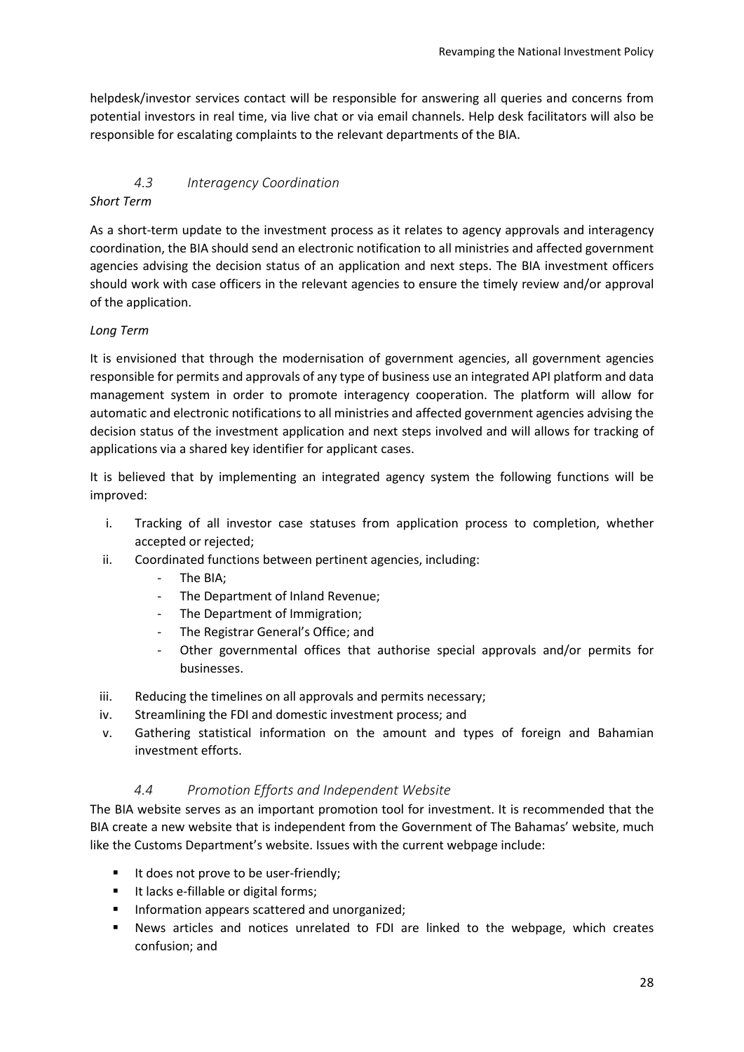helpdesk/investor services contact will be responsible for answering all queries and concerns from potential investors in real time, via live chat or via email channels. Help desk facilitators will also be responsible for escalating complaints to the relevant departments of the BIA.

### *4.3 Interagency Coordination*

*Short Term*

As a short-term update to the investment process as it relates to agency approvals and interagency coordination, the BIA should send an electronic notification to all ministries and affected government agencies advising the decision status of an application and next steps. The BIA investment officers should work with case officers in the relevant agencies to ensure the timely review and/or approval of the application.

*Long Term*

It is envisioned that through the modernisation of government agencies, all government agencies responsible for permits and approvals of any type of business use an integrated API platform and data management system in order to promote interagency cooperation. The platform will allow for automatic and electronic notifications to all ministries and affected government agencies advising the decision status of the investment application and next steps involved and will allows for tracking of applications via a shared key identifier for applicant cases.

It is believed that by implementing an integrated agency system the following functions will be improved:

i. Tracking of all investor case statuses from application process to completion, whether accepted or rejected;
ii. Coordinated functions between pertinent agencies, including:
    - The BIA;
    - The Department of Inland Revenue;
    - The Department of Immigration;
    - The Registrar General's Office; and
    - Other governmental offices that authorise special approvals and/or permits for businesses.
iii. Reducing the timelines on all approvals and permits necessary;
iv. Streamlining the FDI and domestic investment process; and
v. Gathering statistical information on the amount and types of foreign and Bahamian investment efforts.

### *4.4 Promotion Efforts and Independent Website*

The BIA website serves as an important promotion tool for investment. It is recommended that the BIA create a new website that is independent from the Government of The Bahamas' website, much like the Customs Department's website. Issues with the current webpage include:

- It does not prove to be user-friendly;
- It lacks e-fillable or digital forms;
- Information appears scattered and unorganized;
- News articles and notices unrelated to FDI are linked to the webpage, which creates confusion; and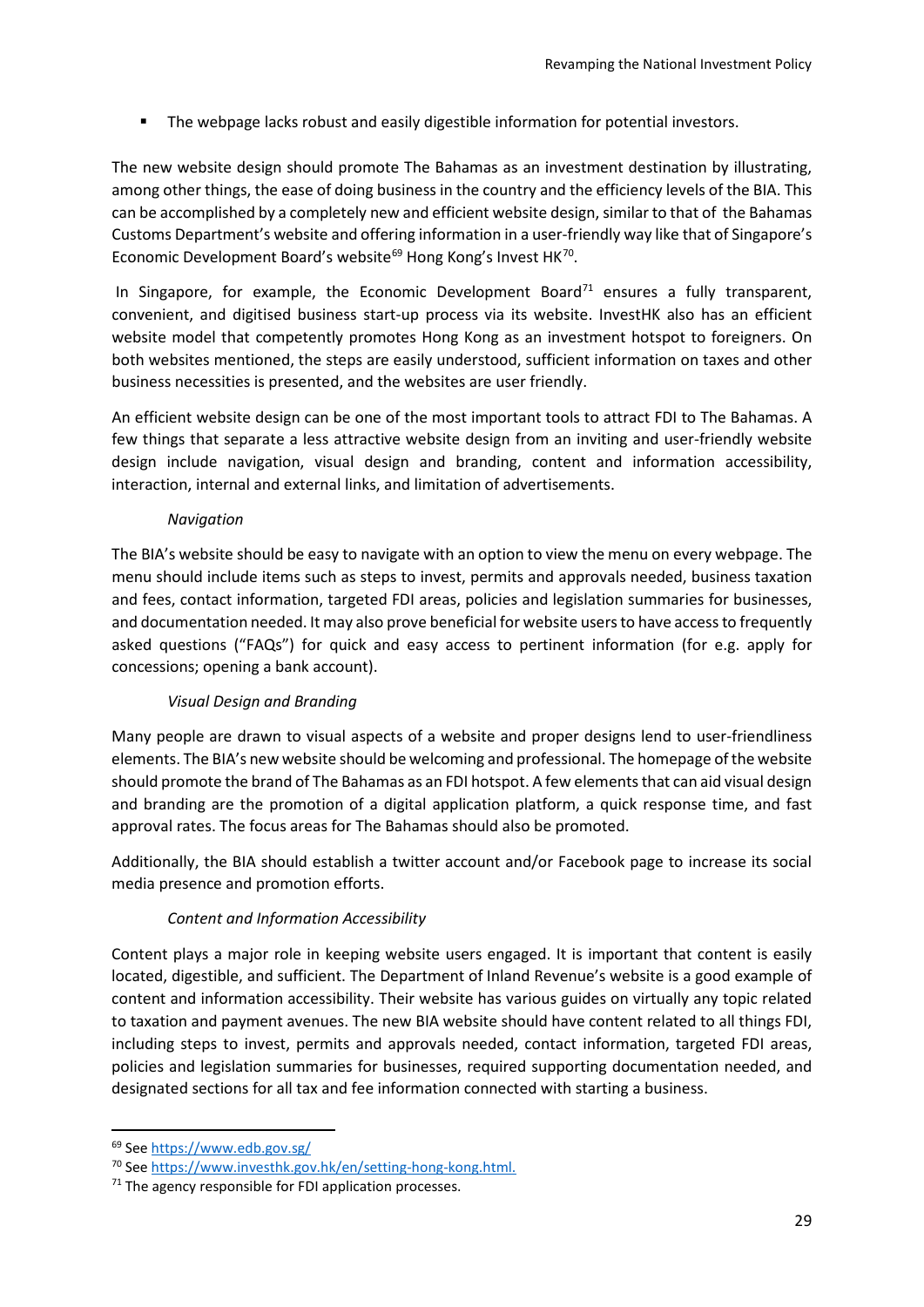- The webpage lacks robust and easily digestible information for potential investors.

The new website design should promote The Bahamas as an investment destination by illustrating, among other things, the ease of doing business in the country and the efficiency levels of the BIA. This can be accomplished by a completely new and efficient website design, similar to that of the Bahamas Customs Department's website and offering information in a user-friendly way like that of Singapore's Economic Development Board's website[69] Hong Kong's Invest HK[70].

In Singapore, for example, the Economic Development Board[71] ensures a fully transparent, convenient, and digitised business start-up process via its website. InvestHK also has an efficient website model that competently promotes Hong Kong as an investment hotspot to foreigners. On both websites mentioned, the steps are easily understood, sufficient information on taxes and other business necessities is presented, and the websites are user friendly.

An efficient website design can be one of the most important tools to attract FDI to The Bahamas. A few things that separate a less attractive website design from an inviting and user-friendly website design include navigation, visual design and branding, content and information accessibility, interaction, internal and external links, and limitation of advertisements.

*Navigation*

The BIA's website should be easy to navigate with an option to view the menu on every webpage. The menu should include items such as steps to invest, permits and approvals needed, business taxation and fees, contact information, targeted FDI areas, policies and legislation summaries for businesses, and documentation needed. It may also prove beneficial for website users to have access to frequently asked questions ("FAQs") for quick and easy access to pertinent information (for e.g. apply for concessions; opening a bank account).

*Visual Design and Branding*

Many people are drawn to visual aspects of a website and proper designs lend to user-friendliness elements. The BIA's new website should be welcoming and professional. The homepage of the website should promote the brand of The Bahamas as an FDI hotspot. A few elements that can aid visual design and branding are the promotion of a digital application platform, a quick response time, and fast approval rates. The focus areas for The Bahamas should also be promoted.

Additionally, the BIA should establish a twitter account and/or Facebook page to increase its social media presence and promotion efforts.

*Content and Information Accessibility*

Content plays a major role in keeping website users engaged. It is important that content is easily located, digestible, and sufficient. The Department of Inland Revenue's website is a good example of content and information accessibility. Their website has various guides on virtually any topic related to taxation and payment avenues. The new BIA website should have content related to all things FDI, including steps to invest, permits and approvals needed, contact information, targeted FDI areas, policies and legislation summaries for businesses, required supporting documentation needed, and designated sections for all tax and fee information connected with starting a business.

---

[69] See https://www.edb.gov.sg/

[70] See https://www.investhk.gov.hk/en/setting-hong-kong.html.

[71] The agency responsible for FDI application processes.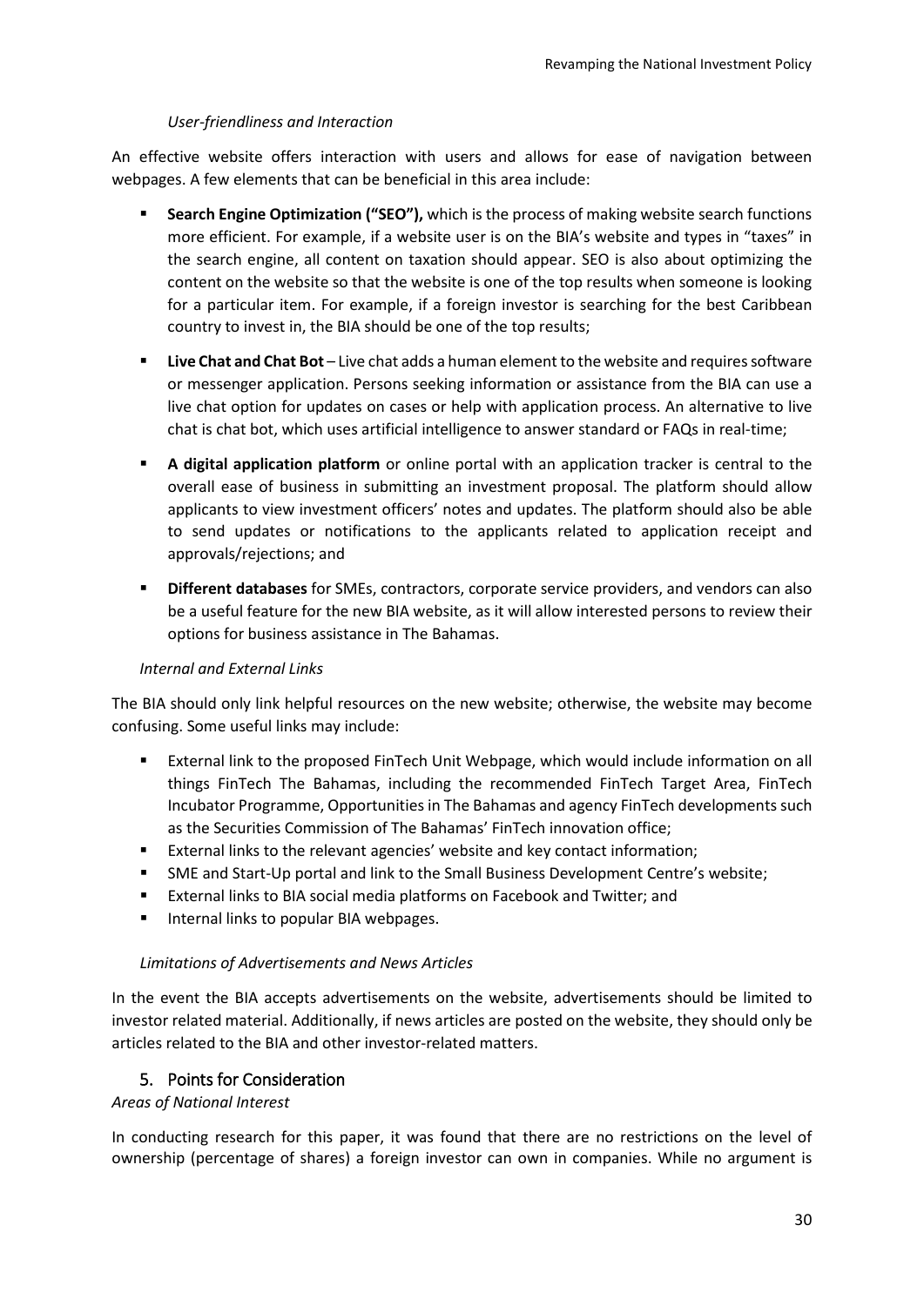*User-friendliness and Interaction*

An effective website offers interaction with users and allows for ease of navigation between webpages. A few elements that can be beneficial in this area include:

- **Search Engine Optimization ("SEO"),** which is the process of making website search functions more efficient. For example, if a website user is on the BIA's website and types in "taxes" in the search engine, all content on taxation should appear. SEO is also about optimizing the content on the website so that the website is one of the top results when someone is looking for a particular item. For example, if a foreign investor is searching for the best Caribbean country to invest in, the BIA should be one of the top results;
- **Live Chat and Chat Bot** – Live chat adds a human element to the website and requires software or messenger application. Persons seeking information or assistance from the BIA can use a live chat option for updates on cases or help with application process. An alternative to live chat is chat bot, which uses artificial intelligence to answer standard or FAQs in real-time;
- **A digital application platform** or online portal with an application tracker is central to the overall ease of business in submitting an investment proposal. The platform should allow applicants to view investment officers' notes and updates. The platform should also be able to send updates or notifications to the applicants related to application receipt and approvals/rejections; and
- **Different databases** for SMEs, contractors, corporate service providers, and vendors can also be a useful feature for the new BIA website, as it will allow interested persons to review their options for business assistance in The Bahamas.

*Internal and External Links*

The BIA should only link helpful resources on the new website; otherwise, the website may become confusing. Some useful links may include:

- External link to the proposed FinTech Unit Webpage, which would include information on all things FinTech The Bahamas, including the recommended FinTech Target Area, FinTech Incubator Programme, Opportunities in The Bahamas and agency FinTech developments such as the Securities Commission of The Bahamas' FinTech innovation office;
- External links to the relevant agencies' website and key contact information;
- SME and Start-Up portal and link to the Small Business Development Centre's website;
- External links to BIA social media platforms on Facebook and Twitter; and
- Internal links to popular BIA webpages.

*Limitations of Advertisements and News Articles*

In the event the BIA accepts advertisements on the website, advertisements should be limited to investor related material. Additionally, if news articles are posted on the website, they should only be articles related to the BIA and other investor-related matters.

## 5. Points for Consideration

*Areas of National Interest*

In conducting research for this paper, it was found that there are no restrictions on the level of ownership (percentage of shares) a foreign investor can own in companies. While no argument is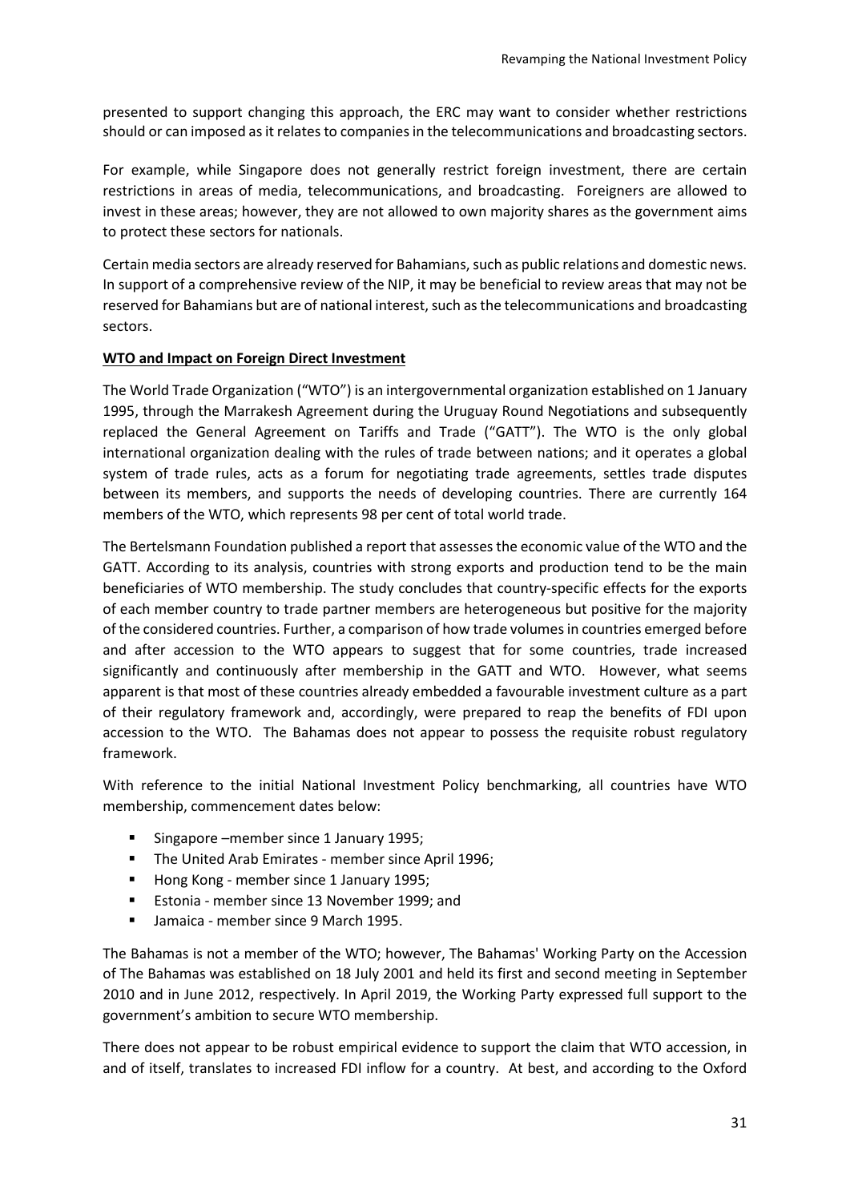presented to support changing this approach, the ERC may want to consider whether restrictions should or can imposed as it relates to companies in the telecommunications and broadcasting sectors.

For example, while Singapore does not generally restrict foreign investment, there are certain restrictions in areas of media, telecommunications, and broadcasting. Foreigners are allowed to invest in these areas; however, they are not allowed to own majority shares as the government aims to protect these sectors for nationals.

Certain media sectors are already reserved for Bahamians, such as public relations and domestic news. In support of a comprehensive review of the NIP, it may be beneficial to review areas that may not be reserved for Bahamians but are of national interest, such as the telecommunications and broadcasting sectors.

**WTO and Impact on Foreign Direct Investment**

The World Trade Organization ("WTO") is an intergovernmental organization established on 1 January 1995, through the Marrakesh Agreement during the Uruguay Round Negotiations and subsequently replaced the General Agreement on Tariffs and Trade ("GATT"). The WTO is the only global international organization dealing with the rules of trade between nations; and it operates a global system of trade rules, acts as a forum for negotiating trade agreements, settles trade disputes between its members, and supports the needs of developing countries. There are currently 164 members of the WTO, which represents 98 per cent of total world trade.

The Bertelsmann Foundation published a report that assesses the economic value of the WTO and the GATT. According to its analysis, countries with strong exports and production tend to be the main beneficiaries of WTO membership. The study concludes that country-specific effects for the exports of each member country to trade partner members are heterogeneous but positive for the majority of the considered countries. Further, a comparison of how trade volumes in countries emerged before and after accession to the WTO appears to suggest that for some countries, trade increased significantly and continuously after membership in the GATT and WTO. However, what seems apparent is that most of these countries already embedded a favourable investment culture as a part of their regulatory framework and, accordingly, were prepared to reap the benefits of FDI upon accession to the WTO. The Bahamas does not appear to possess the requisite robust regulatory framework.

With reference to the initial National Investment Policy benchmarking, all countries have WTO membership, commencement dates below:

- Singapore –member since 1 January 1995;
- The United Arab Emirates - member since April 1996;
- Hong Kong - member since 1 January 1995;
- Estonia - member since 13 November 1999; and
- Jamaica - member since 9 March 1995.

The Bahamas is not a member of the WTO; however, The Bahamas' Working Party on the Accession of The Bahamas was established on 18 July 2001 and held its first and second meeting in September 2010 and in June 2012, respectively. In April 2019, the Working Party expressed full support to the government's ambition to secure WTO membership.

There does not appear to be robust empirical evidence to support the claim that WTO accession, in and of itself, translates to increased FDI inflow for a country. At best, and according to the Oxford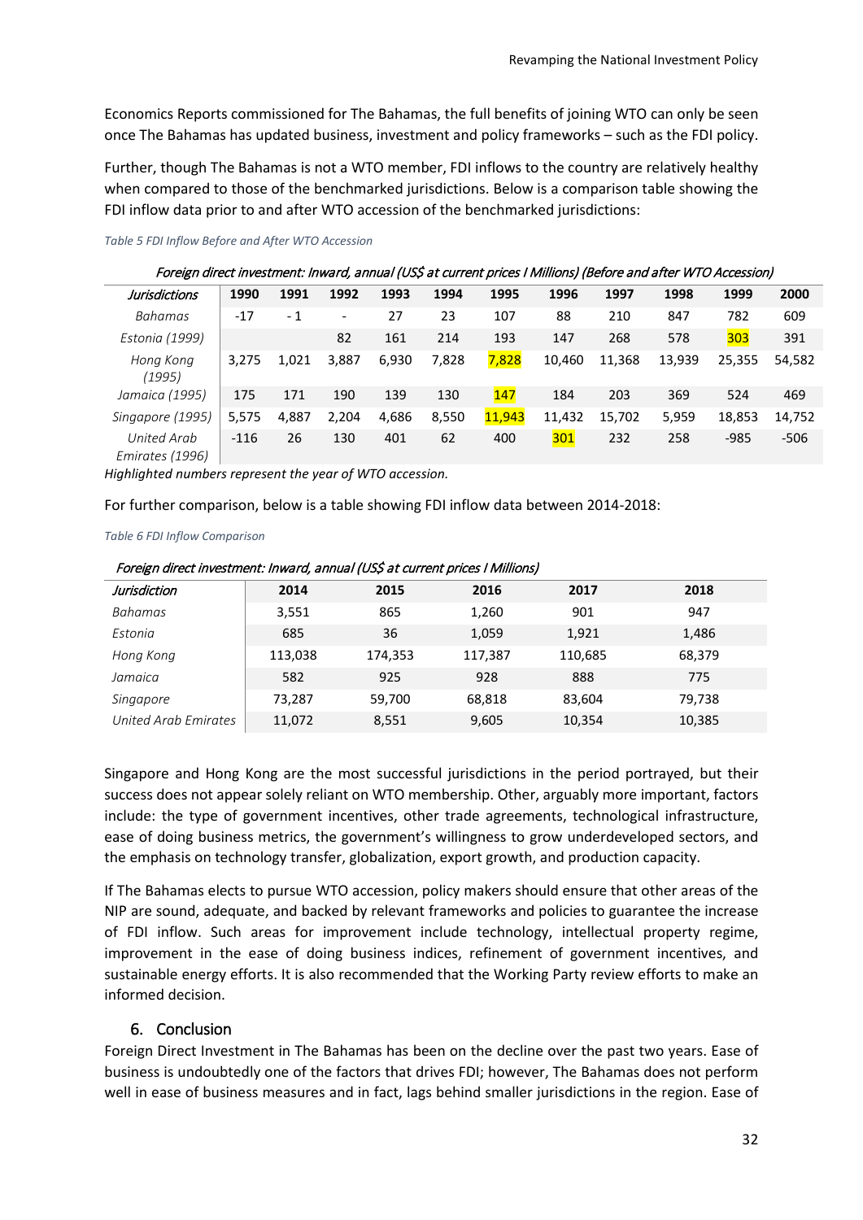Economics Reports commissioned for The Bahamas, the full benefits of joining WTO can only be seen once The Bahamas has updated business, investment and policy frameworks – such as the FDI policy.

Further, though The Bahamas is not a WTO member, FDI inflows to the country are relatively healthy when compared to those of the benchmarked jurisdictions. Below is a comparison table showing the FDI inflow data prior to and after WTO accession of the benchmarked jurisdictions:

*Table 5 FDI Inflow Before and After WTO Accession*

*Foreign direct investment: Inward, annual (US$ at current prices I Millions) (Before and after WTO Accession)*

| *Jurisdictions* | 1990 | 1991 | 1992 | 1993 | 1994 | 1995 | 1996 | 1997 | 1998 | 1999 | 2000 |
|---|---|---|---|---|---|---|---|---|---|---|---|
| *Bahamas* | -17 | - 1 | - | 27 | 23 | 107 | 88 | 210 | 847 | 782 | 609 |
| *Estonia (1999)* | | | 82 | 161 | 214 | 193 | 147 | 268 | 578 | 303 | 391 |
| *Hong Kong (1995)* | 3,275 | 1,021 | 3,887 | 6,930 | 7,828 | 7,828 | 10,460 | 11,368 | 13,939 | 25,355 | 54,582 |
| *Jamaica (1995)* | 175 | 171 | 190 | 139 | 130 | 147 | 184 | 203 | 369 | 524 | 469 |
| *Singapore (1995)* | 5,575 | 4,887 | 2,204 | 4,686 | 8,550 | 11,943 | 11,432 | 15,702 | 5,959 | 18,853 | 14,752 |
| *United Arab Emirates (1996)* | -116 | 26 | 130 | 401 | 62 | 400 | 301 | 232 | 258 | -985 | -506 |

*Highlighted numbers represent the year of WTO accession.*

For further comparison, below is a table showing FDI inflow data between 2014-2018:

*Table 6 FDI Inflow Comparison*

*Foreign direct investment: Inward, annual (US$ at current prices I Millions)*

| *Jurisdiction* | 2014 | 2015 | 2016 | 2017 | 2018 |
|---|---|---|---|---|---|
| *Bahamas* | 3,551 | 865 | 1,260 | 901 | 947 |
| *Estonia* | 685 | 36 | 1,059 | 1,921 | 1,486 |
| *Hong Kong* | 113,038 | 174,353 | 117,387 | 110,685 | 68,379 |
| *Jamaica* | 582 | 925 | 928 | 888 | 775 |
| *Singapore* | 73,287 | 59,700 | 68,818 | 83,604 | 79,738 |
| *United Arab Emirates* | 11,072 | 8,551 | 9,605 | 10,354 | 10,385 |

Singapore and Hong Kong are the most successful jurisdictions in the period portrayed, but their success does not appear solely reliant on WTO membership. Other, arguably more important, factors include: the type of government incentives, other trade agreements, technological infrastructure, ease of doing business metrics, the government's willingness to grow underdeveloped sectors, and the emphasis on technology transfer, globalization, export growth, and production capacity.

If The Bahamas elects to pursue WTO accession, policy makers should ensure that other areas of the NIP are sound, adequate, and backed by relevant frameworks and policies to guarantee the increase of FDI inflow. Such areas for improvement include technology, intellectual property regime, improvement in the ease of doing business indices, refinement of government incentives, and sustainable energy efforts. It is also recommended that the Working Party review efforts to make an informed decision.

## 6. Conclusion

Foreign Direct Investment in The Bahamas has been on the decline over the past two years. Ease of business is undoubtedly one of the factors that drives FDI; however, The Bahamas does not perform well in ease of business measures and in fact, lags behind smaller jurisdictions in the region. Ease of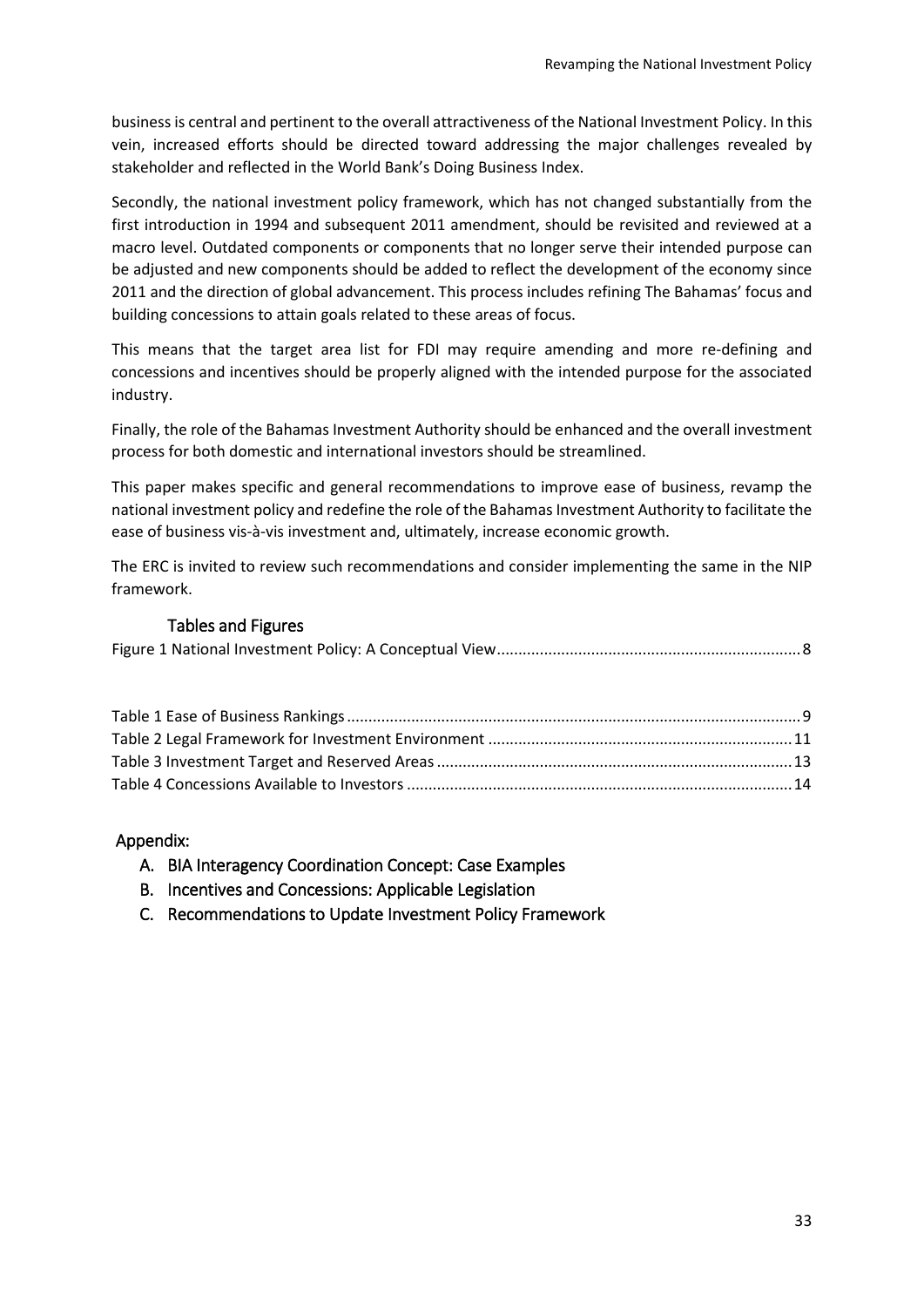business is central and pertinent to the overall attractiveness of the National Investment Policy. In this vein, increased efforts should be directed toward addressing the major challenges revealed by stakeholder and reflected in the World Bank's Doing Business Index.

Secondly, the national investment policy framework, which has not changed substantially from the first introduction in 1994 and subsequent 2011 amendment, should be revisited and reviewed at a macro level. Outdated components or components that no longer serve their intended purpose can be adjusted and new components should be added to reflect the development of the economy since 2011 and the direction of global advancement. This process includes refining The Bahamas' focus and building concessions to attain goals related to these areas of focus.

This means that the target area list for FDI may require amending and more re-defining and concessions and incentives should be properly aligned with the intended purpose for the associated industry.

Finally, the role of the Bahamas Investment Authority should be enhanced and the overall investment process for both domestic and international investors should be streamlined.

This paper makes specific and general recommendations to improve ease of business, revamp the national investment policy and redefine the role of the Bahamas Investment Authority to facilitate the ease of business vis-à-vis investment and, ultimately, increase economic growth.

The ERC is invited to review such recommendations and consider implementing the same in the NIP framework.

## Tables and Figures

Figure 1 National Investment Policy: A Conceptual View ........ 8

Table 1 Ease of Business Rankings ........ 9
Table 2 Legal Framework for Investment Environment ........ 11
Table 3 Investment Target and Reserved Areas ........ 13
Table 4 Concessions Available to Investors ........ 14

## Appendix:

A. BIA Interagency Coordination Concept: Case Examples
B. Incentives and Concessions: Applicable Legislation
C. Recommendations to Update Investment Policy Framework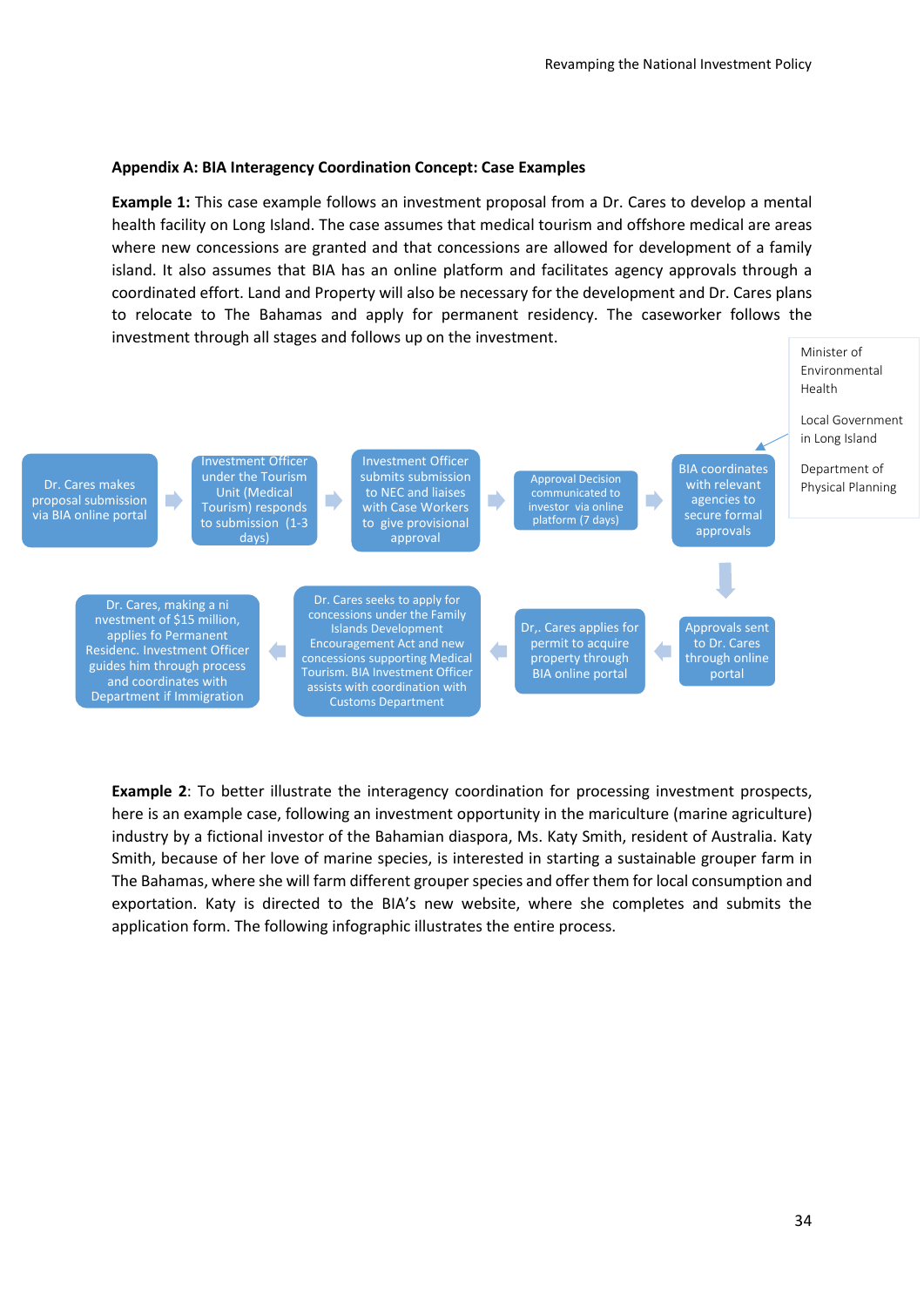**Appendix A: BIA Interagency Coordination Concept: Case Examples**

**Example 1:** This case example follows an investment proposal from a Dr. Cares to develop a mental health facility on Long Island. The case assumes that medical tourism and offshore medical are areas where new concessions are granted and that concessions are allowed for development of a family island. It also assumes that BIA has an online platform and facilitates agency approvals through a coordinated effort. Land and Property will also be necessary for the development and Dr. Cares plans to relocate to The Bahamas and apply for permanent residency. The caseworker follows the investment through all stages and follows up on the investment.

Dr. Cares makes proposal submission via BIA online portal → Investment Officer under the Tourism Unit (Medical Tourism) responds to submission (1-3 days) → Investment Officer submits submission to NEC and liaises with Case Workers to give provisional approval → Approval Decision communicated to investor via online platform (7 days) → BIA coordinates with relevant agencies to secure formal approvals

- Minister of Environmental Health
- Local Government in Long Island
- Department of Physical Planning

→ Approvals sent to Dr. Cares through online portal → Dr,. Cares applies for permit to acquire property through BIA online portal → Dr. Cares seeks to apply for concessions under the Family Islands Development Encouragement Act and new concessions supporting Medical Tourism. BIA Investment Officer assists with coordination with Customs Department → Dr. Cares, making a ni nvestment of $15 million, applies fo Permanent Residenc. Investment Officer guides him through process and coordinates with Department if Immigration

**Example 2**: To better illustrate the interagency coordination for processing investment prospects, here is an example case, following an investment opportunity in the mariculture (marine agriculture) industry by a fictional investor of the Bahamian diaspora, Ms. Katy Smith, resident of Australia. Katy Smith, because of her love of marine species, is interested in starting a sustainable grouper farm in The Bahamas, where she will farm different grouper species and offer them for local consumption and exportation. Katy is directed to the BIA's new website, where she completes and submits the application form. The following infographic illustrates the entire process.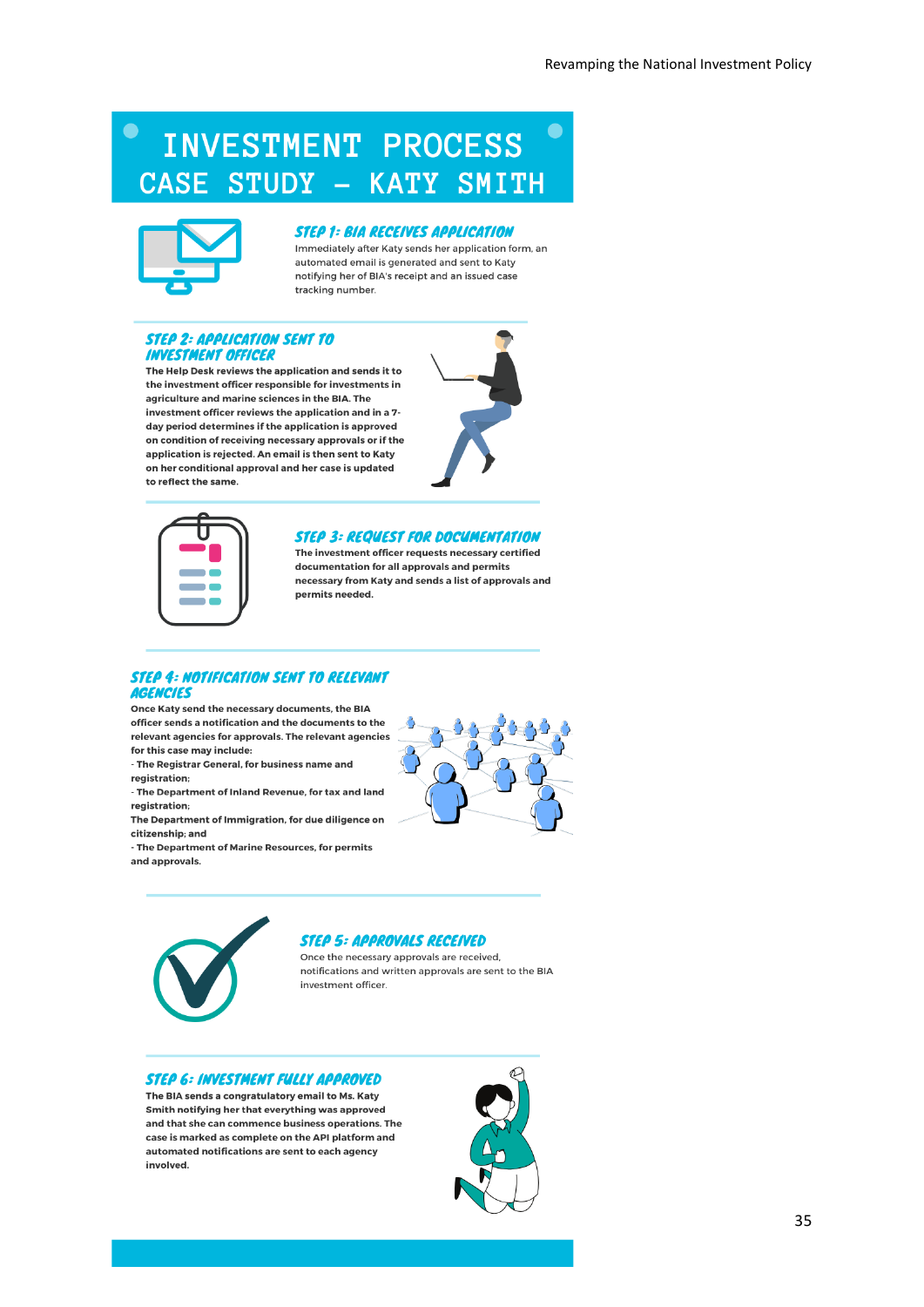# INVESTMENT PROCESS CASE STUDY – KATY SMITH

### STEP 1: BIA RECEIVES APPLICATION

Immediately after Katy sends her application form, an automated email is generated and sent to Katy notifying her of BIA's receipt and an issued case tracking number.

### STEP 2: APPLICATION SENT TO INVESTMENT OFFICER

**The Help Desk reviews the application and sends it to the investment officer responsible for investments in agriculture and marine sciences in the BIA. The investment officer reviews the application and in a 7-day period determines if the application is approved on condition of receiving necessary approvals or if the application is rejected. An email is then sent to Katy on her conditional approval and her case is updated to reflect the same.**

### STEP 3: REQUEST FOR DOCUMENTATION

**The investment officer requests necessary certified documentation for all approvals and permits necessary from Katy and sends a list of approvals and permits needed.**

### STEP 4: NOTIFICATION SENT TO RELEVANT AGENCIES

**Once Katy send the necessary documents, the BIA officer sends a notification and the documents to the relevant agencies for approvals. The relevant agencies for this case may include:**

**- The Registrar General, for business name and registration;**

**- The Department of Inland Revenue, for tax and land registration;**

**The Department of Immigration, for due diligence on citizenship; and**

**- The Department of Marine Resources, for permits and approvals.**

### STEP 5: APPROVALS RECEIVED

Once the necessary approvals are received, notifications and written approvals are sent to the BIA investment officer.

### STEP 6: INVESTMENT FULLY APPROVED

**The BIA sends a congratulatory email to Ms. Katy Smith notifying her that everything was approved and that she can commence business operations. The case is marked as complete on the API platform and automated notifications are sent to each agency involved.**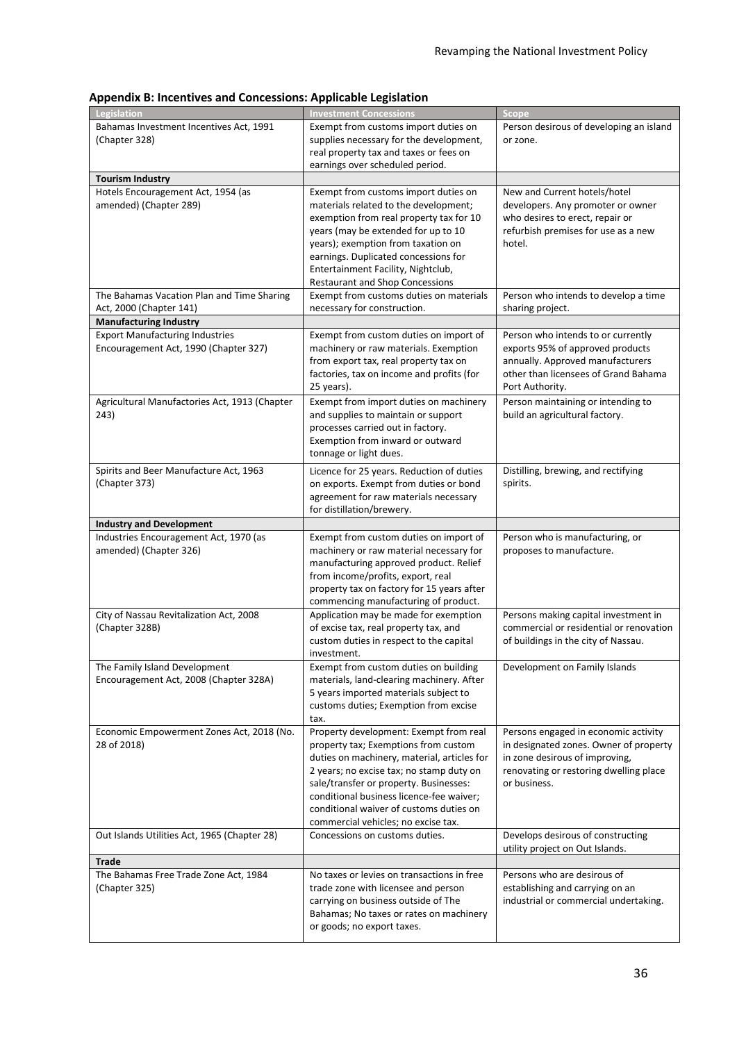## Appendix B: Incentives and Concessions: Applicable Legislation

| Legislation | Investment Concessions | Scope |
|---|---|---|
| Bahamas Investment Incentives Act, 1991 (Chapter 328) | Exempt from customs import duties on supplies necessary for the development, real property tax and taxes or fees on earnings over scheduled period. | Person desirous of developing an island or zone. |
| **Tourism Industry** | | |
| Hotels Encouragement Act, 1954 (as amended) (Chapter 289) | Exempt from customs import duties on materials related to the development; exemption from real property tax for 10 years (may be extended for up to 10 years); exemption from taxation on earnings. Duplicated concessions for Entertainment Facility, Nightclub, Restaurant and Shop Concessions | New and Current hotels/hotel developers. Any promoter or owner who desires to erect, repair or refurbish premises for use as a new hotel. |
| The Bahamas Vacation Plan and Time Sharing Act, 2000 (Chapter 141) | Exempt from customs duties on materials necessary for construction. | Person who intends to develop a time sharing project. |
| **Manufacturing Industry** | | |
| Export Manufacturing Industries Encouragement Act, 1990 (Chapter 327) | Exempt from custom duties on import of machinery or raw materials. Exemption from export tax, real property tax on factories, tax on income and profits (for 25 years). | Person who intends to or currently exports 95% of approved products annually. Approved manufacturers other than licensees of Grand Bahama Port Authority. |
| Agricultural Manufactories Act, 1913 (Chapter 243) | Exempt from import duties on machinery and supplies to maintain or support processes carried out in factory. Exemption from inward or outward tonnage or light dues. | Person maintaining or intending to build an agricultural factory. |
| Spirits and Beer Manufacture Act, 1963 (Chapter 373) | Licence for 25 years. Reduction of duties on exports. Exempt from duties or bond agreement for raw materials necessary for distillation/brewery. | Distilling, brewing, and rectifying spirits. |
| **Industry and Development** | | |
| Industries Encouragement Act, 1970 (as amended) (Chapter 326) | Exempt from custom duties on import of machinery or raw material necessary for manufacturing approved product. Relief from income/profits, export, real property tax on factory for 15 years after commencing manufacturing of product. | Person who is manufacturing, or proposes to manufacture. |
| City of Nassau Revitalization Act, 2008 (Chapter 328B) | Application may be made for exemption of excise tax, real property tax, and custom duties in respect to the capital investment. | Persons making capital investment in commercial or residential or renovation of buildings in the city of Nassau. |
| The Family Island Development Encouragement Act, 2008 (Chapter 328A) | Exempt from custom duties on building materials, land-clearing machinery. After 5 years imported materials subject to customs duties; Exemption from excise tax. | Development on Family Islands |
| Economic Empowerment Zones Act, 2018 (No. 28 of 2018) | Property development: Exempt from real property tax; Exemptions from custom duties on machinery, material, articles for 2 years; no excise tax; no stamp duty on sale/transfer or property. Businesses: conditional business licence-fee waiver; conditional waiver of customs duties on commercial vehicles; no excise tax. | Persons engaged in economic activity in designated zones. Owner of property in zone desirous of improving, renovating or restoring dwelling place or business. |
| Out Islands Utilities Act, 1965 (Chapter 28) | Concessions on customs duties. | Develops desirous of constructing utility project on Out Islands. |
| **Trade** | | |
| The Bahamas Free Trade Zone Act, 1984 (Chapter 325) | No taxes or levies on transactions in free trade zone with licensee and person carrying on business outside of The Bahamas; No taxes or rates on machinery or goods; no export taxes. | Persons who are desirous of establishing and carrying on an industrial or commercial undertaking. |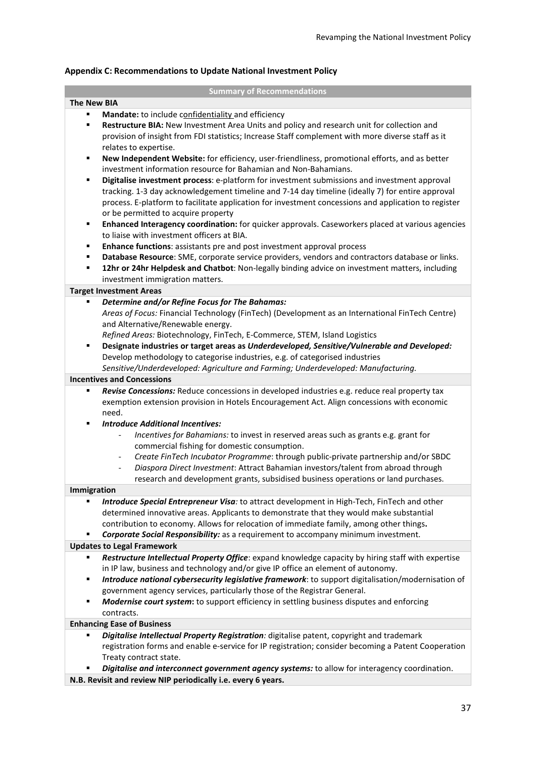## Appendix C: Recommendations to Update National Investment Policy

**Summary of Recommendations**

**The New BIA**

- **Mandate:** to include confidentiality and efficiency
- **Restructure BIA:** New Investment Area Units and policy and research unit for collection and provision of insight from FDI statistics; Increase Staff complement with more diverse staff as it relates to expertise.
- **New Independent Website:** for efficiency, user-friendliness, promotional efforts, and as better investment information resource for Bahamian and Non-Bahamians.
- **Digitalise investment process**: e-platform for investment submissions and investment approval tracking. 1-3 day acknowledgement timeline and 7-14 day timeline (ideally 7) for entire approval process. E-platform to facilitate application for investment concessions and application to register or be permitted to acquire property
- **Enhanced Interagency coordination:** for quicker approvals. Caseworkers placed at various agencies to liaise with investment officers at BIA.
- **Enhance functions**: assistants pre and post investment approval process
- **Database Resource**: SME, corporate service providers, vendors and contractors database or links.
- **12hr or 24hr Helpdesk and Chatbot**: Non-legally binding advice on investment matters, including investment immigration matters.

**Target Investment Areas**

- ***Determine and/or Refine Focus for The Bahamas:***
  *Areas of Focus:* Financial Technology (FinTech) (Development as an International FinTech Centre) and Alternative/Renewable energy.
  *Refined Areas:* Biotechnology, FinTech, E-Commerce, STEM, Island Logistics
- **Designate industries or target areas as *Underdeveloped, Sensitive/Vulnerable and Developed:*** Develop methodology to categorise industries, e.g. of categorised industries
  *Sensitive/Underdeveloped: Agriculture and Farming; Underdeveloped: Manufacturing.*

**Incentives and Concessions**

- ***Revise Concessions:*** Reduce concessions in developed industries e.g. reduce real property tax exemption extension provision in Hotels Encouragement Act. Align concessions with economic need.
- ***Introduce Additional Incentives:***
  - *Incentives for Bahamians:* to invest in reserved areas such as grants e.g. grant for commercial fishing for domestic consumption.
  - *Create FinTech Incubator Programme*: through public-private partnership and/or SBDC
  - *Diaspora Direct Investment*: Attract Bahamian investors/talent from abroad through research and development grants, subsidised business operations or land purchases.

**Immigration**

- ***Introduce Special Entrepreneur Visa:*** to attract development in High-Tech, FinTech and other determined innovative areas. Applicants to demonstrate that they would make substantial contribution to economy. Allows for relocation of immediate family, among other things**.**
- ***Corporate Social Responsibility:*** as a requirement to accompany minimum investment.

**Updates to Legal Framework**

- ***Restructure Intellectual Property Office***: expand knowledge capacity by hiring staff with expertise in IP law, business and technology and/or give IP office an element of autonomy.
- ***Introduce national cybersecurity legislative framework***: to support digitalisation/modernisation of government agency services, particularly those of the Registrar General.
- ***Modernise court system*:** to support efficiency in settling business disputes and enforcing contracts.

**Enhancing Ease of Business**

- ***Digitalise Intellectual Property Registration:*** digitalise patent, copyright and trademark registration forms and enable e-service for IP registration; consider becoming a Patent Cooperation Treaty contract state.
- ***Digitalise and interconnect government agency systems:*** to allow for interagency coordination.

**N.B. Revisit and review NIP periodically i.e. every 6 years.**